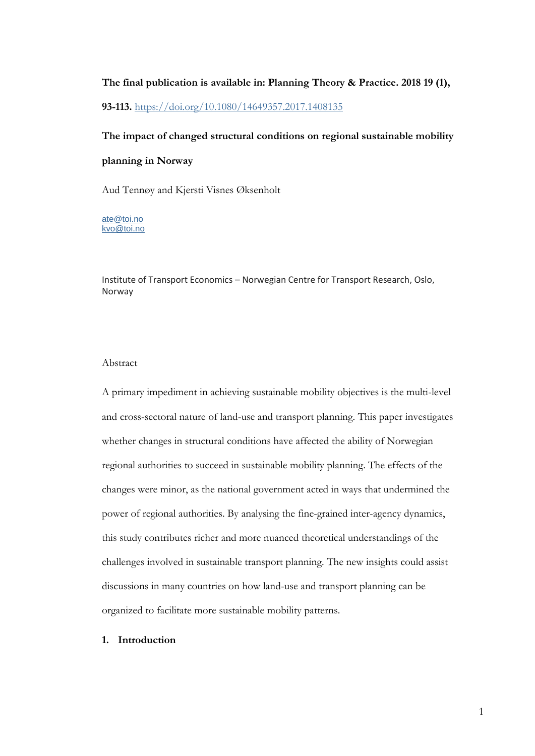**The final publication is available in: Planning Theory & Practice. 2018 19 (1), 93-113.** [https://doi.org/10.1080/14649357.2017.1408135](https://doi.org/10.1080/14649357.2017.1408135)

# The impact of changed structural conditions on regional sustainable mobility planning in Norway

Aud Tennøy and Kjersti Visnes Øksenholt

ate@toi.no
kvo@toi.no

Institute of Transport Economics – Norwegian Centre for Transport Research, Oslo, Norway

Abstract

A primary impediment in achieving sustainable mobility objectives is the multi-level and cross-sectoral nature of land-use and transport planning. This paper investigates whether changes in structural conditions have affected the ability of Norwegian regional authorities to succeed in sustainable mobility planning. The effects of the changes were minor, as the national government acted in ways that undermined the power of regional authorities. By analysing the fine-grained inter-agency dynamics, this study contributes richer and more nuanced theoretical understandings of the challenges involved in sustainable transport planning. The new insights could assist discussions in many countries on how land-use and transport planning can be organized to facilitate more sustainable mobility patterns.

## 1. Introduction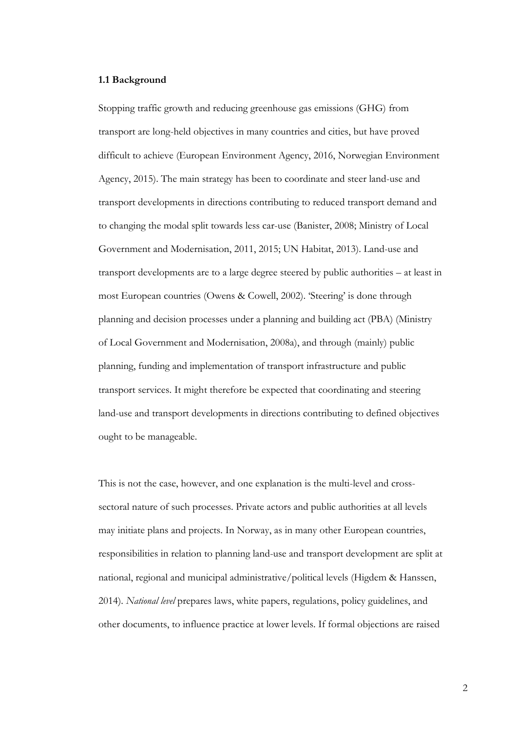### 1.1 Background

Stopping traffic growth and reducing greenhouse gas emissions (GHG) from transport are long-held objectives in many countries and cities, but have proved difficult to achieve (European Environment Agency, 2016, Norwegian Environment Agency, 2015). The main strategy has been to coordinate and steer land-use and transport developments in directions contributing to reduced transport demand and to changing the modal split towards less car-use (Banister, 2008; Ministry of Local Government and Modernisation, 2011, 2015; UN Habitat, 2013). Land-use and transport developments are to a large degree steered by public authorities – at least in most European countries (Owens & Cowell, 2002). 'Steering' is done through planning and decision processes under a planning and building act (PBA) (Ministry of Local Government and Modernisation, 2008a), and through (mainly) public planning, funding and implementation of transport infrastructure and public transport services. It might therefore be expected that coordinating and steering land-use and transport developments in directions contributing to defined objectives ought to be manageable.

This is not the case, however, and one explanation is the multi-level and cross-sectoral nature of such processes. Private actors and public authorities at all levels may initiate plans and projects. In Norway, as in many other European countries, responsibilities in relation to planning land-use and transport development are split at national, regional and municipal administrative/political levels (Higdem & Hanssen, 2014). *National level* prepares laws, white papers, regulations, policy guidelines, and other documents, to influence practice at lower levels. If formal objections are raised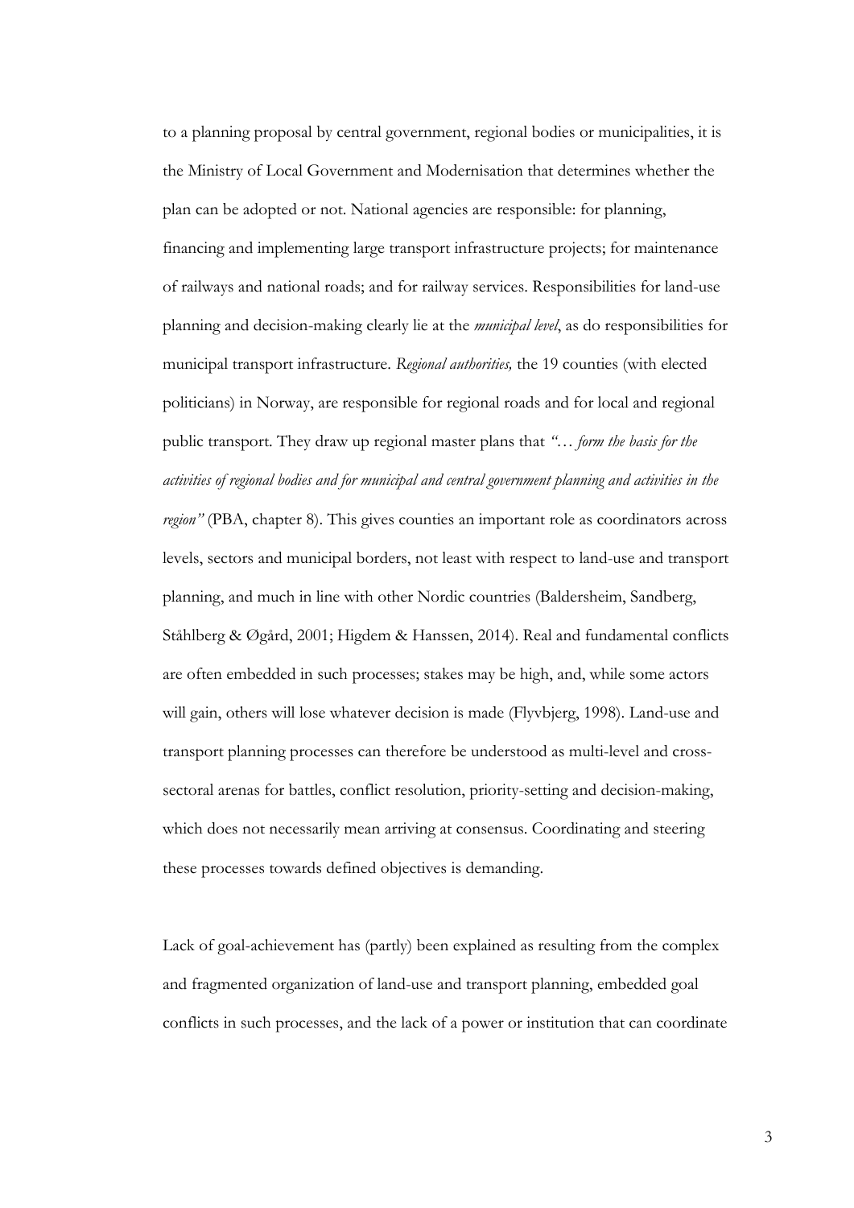to a planning proposal by central government, regional bodies or municipalities, it is the Ministry of Local Government and Modernisation that determines whether the plan can be adopted or not. National agencies are responsible: for planning, financing and implementing large transport infrastructure projects; for maintenance of railways and national roads; and for railway services. Responsibilities for land-use planning and decision-making clearly lie at the *municipal level*, as do responsibilities for municipal transport infrastructure. *Regional authorities,* the 19 counties (with elected politicians) in Norway, are responsible for regional roads and for local and regional public transport. They draw up regional master plans that *"… form the basis for the activities of regional bodies and for municipal and central government planning and activities in the region"* (PBA, chapter 8). This gives counties an important role as coordinators across levels, sectors and municipal borders, not least with respect to land-use and transport planning, and much in line with other Nordic countries (Baldersheim, Sandberg, Ståhlberg & Øgård, 2001; Higdem & Hanssen, 2014). Real and fundamental conflicts are often embedded in such processes; stakes may be high, and, while some actors will gain, others will lose whatever decision is made (Flyvbjerg, 1998). Land-use and transport planning processes can therefore be understood as multi-level and cross-sectoral arenas for battles, conflict resolution, priority-setting and decision-making, which does not necessarily mean arriving at consensus. Coordinating and steering these processes towards defined objectives is demanding.

Lack of goal-achievement has (partly) been explained as resulting from the complex and fragmented organization of land-use and transport planning, embedded goal conflicts in such processes, and the lack of a power or institution that can coordinate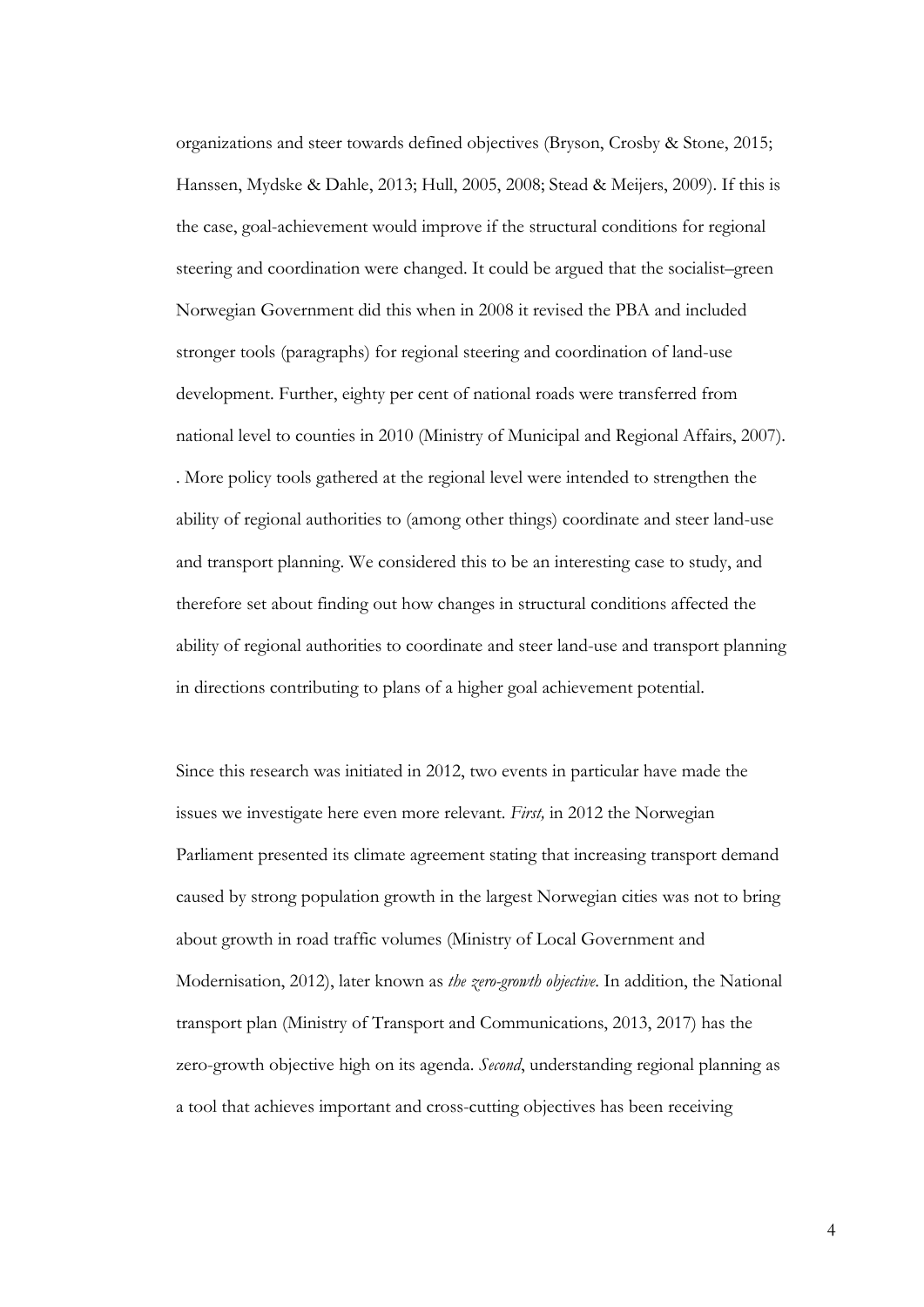organizations and steer towards defined objectives (Bryson, Crosby & Stone, 2015; Hanssen, Mydske & Dahle, 2013; Hull, 2005, 2008; Stead & Meijers, 2009). If this is the case, goal-achievement would improve if the structural conditions for regional steering and coordination were changed. It could be argued that the socialist–green Norwegian Government did this when in 2008 it revised the PBA and included stronger tools (paragraphs) for regional steering and coordination of land-use development. Further, eighty per cent of national roads were transferred from national level to counties in 2010 (Ministry of Municipal and Regional Affairs, 2007). . More policy tools gathered at the regional level were intended to strengthen the ability of regional authorities to (among other things) coordinate and steer land-use and transport planning. We considered this to be an interesting case to study, and therefore set about finding out how changes in structural conditions affected the ability of regional authorities to coordinate and steer land-use and transport planning in directions contributing to plans of a higher goal achievement potential.

Since this research was initiated in 2012, two events in particular have made the issues we investigate here even more relevant. *First,* in 2012 the Norwegian Parliament presented its climate agreement stating that increasing transport demand caused by strong population growth in the largest Norwegian cities was not to bring about growth in road traffic volumes (Ministry of Local Government and Modernisation, 2012), later known as *the zero-growth objective*. In addition, the National transport plan (Ministry of Transport and Communications, 2013, 2017) has the zero-growth objective high on its agenda. *Second*, understanding regional planning as a tool that achieves important and cross-cutting objectives has been receiving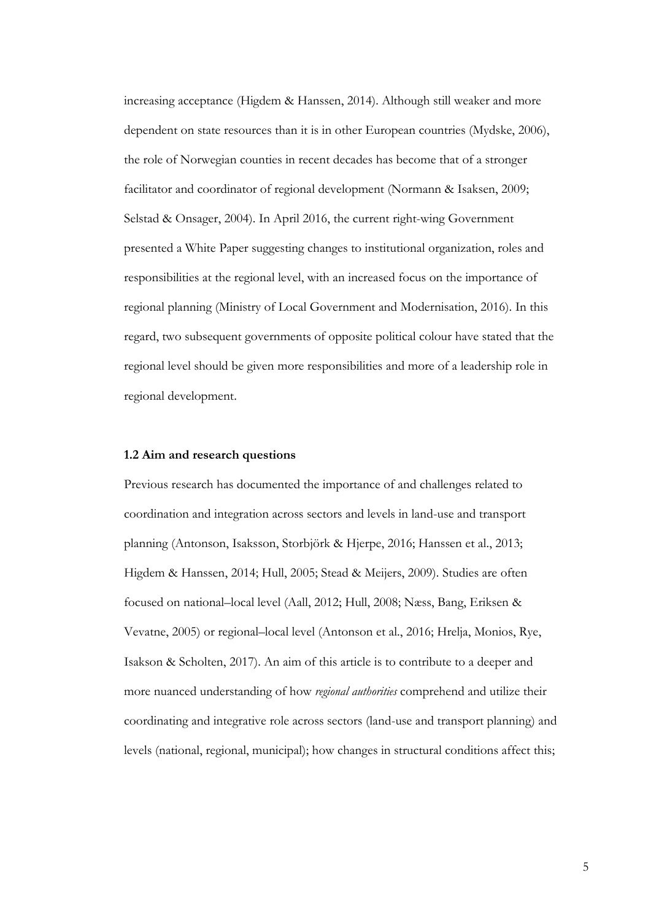increasing acceptance (Higdem & Hanssen, 2014). Although still weaker and more dependent on state resources than it is in other European countries (Mydske, 2006), the role of Norwegian counties in recent decades has become that of a stronger facilitator and coordinator of regional development (Normann & Isaksen, 2009; Selstad & Onsager, 2004). In April 2016, the current right-wing Government presented a White Paper suggesting changes to institutional organization, roles and responsibilities at the regional level, with an increased focus on the importance of regional planning (Ministry of Local Government and Modernisation, 2016). In this regard, two subsequent governments of opposite political colour have stated that the regional level should be given more responsibilities and more of a leadership role in regional development.

### 1.2 Aim and research questions

Previous research has documented the importance of and challenges related to coordination and integration across sectors and levels in land-use and transport planning (Antonson, Isaksson, Storbjörk & Hjerpe, 2016; Hanssen et al., 2013; Higdem & Hanssen, 2014; Hull, 2005; Stead & Meijers, 2009). Studies are often focused on national–local level (Aall, 2012; Hull, 2008; Næss, Bang, Eriksen & Vevatne, 2005) or regional–local level (Antonson et al., 2016; Hrelja, Monios, Rye, Isakson & Scholten, 2017). An aim of this article is to contribute to a deeper and more nuanced understanding of how *regional authorities* comprehend and utilize their coordinating and integrative role across sectors (land-use and transport planning) and levels (national, regional, municipal); how changes in structural conditions affect this;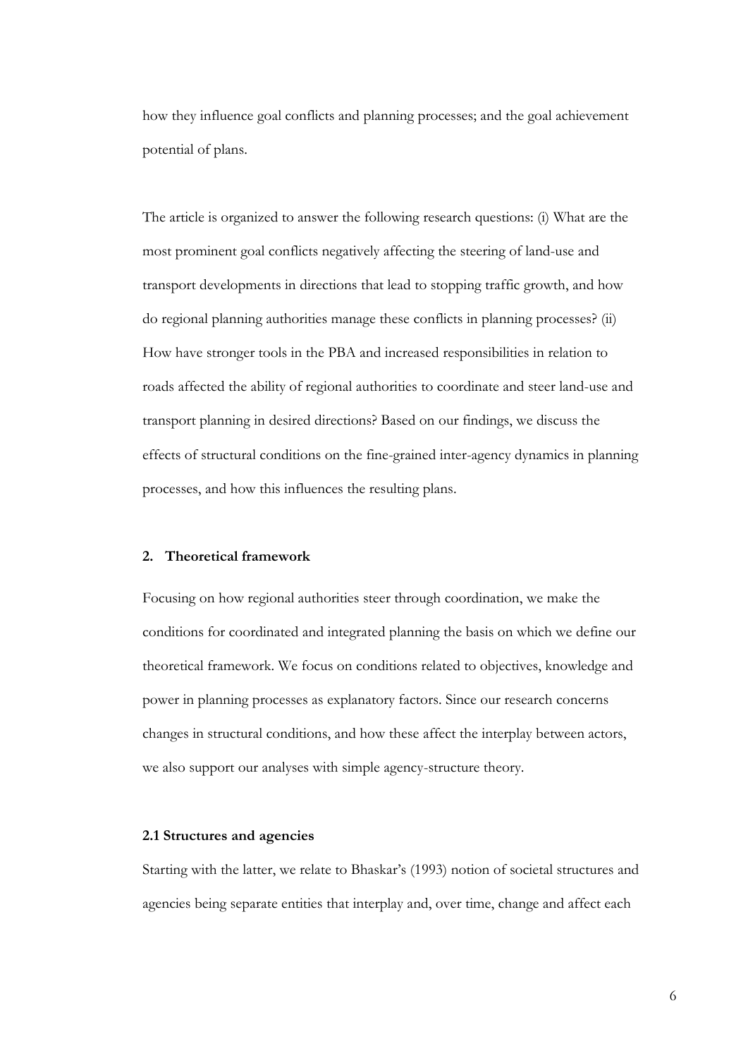how they influence goal conflicts and planning processes; and the goal achievement potential of plans.

The article is organized to answer the following research questions: (i) What are the most prominent goal conflicts negatively affecting the steering of land-use and transport developments in directions that lead to stopping traffic growth, and how do regional planning authorities manage these conflicts in planning processes? (ii) How have stronger tools in the PBA and increased responsibilities in relation to roads affected the ability of regional authorities to coordinate and steer land-use and transport planning in desired directions? Based on our findings, we discuss the effects of structural conditions on the fine-grained inter-agency dynamics in planning processes, and how this influences the resulting plans.

## 2. Theoretical framework

Focusing on how regional authorities steer through coordination, we make the conditions for coordinated and integrated planning the basis on which we define our theoretical framework. We focus on conditions related to objectives, knowledge and power in planning processes as explanatory factors. Since our research concerns changes in structural conditions, and how these affect the interplay between actors, we also support our analyses with simple agency-structure theory.

### 2.1 Structures and agencies

Starting with the latter, we relate to Bhaskar's (1993) notion of societal structures and agencies being separate entities that interplay and, over time, change and affect each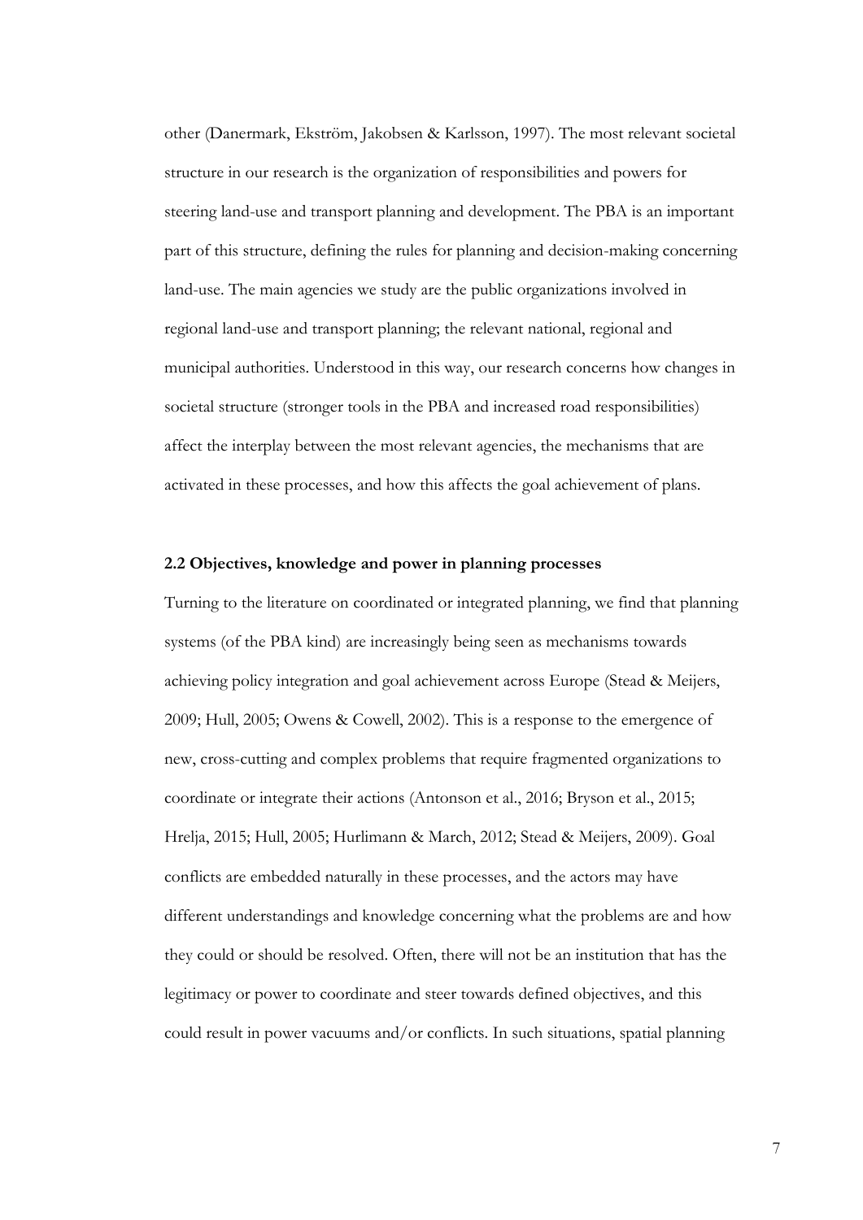other (Danermark, Ekström, Jakobsen & Karlsson, 1997). The most relevant societal structure in our research is the organization of responsibilities and powers for steering land-use and transport planning and development. The PBA is an important part of this structure, defining the rules for planning and decision-making concerning land-use. The main agencies we study are the public organizations involved in regional land-use and transport planning; the relevant national, regional and municipal authorities. Understood in this way, our research concerns how changes in societal structure (stronger tools in the PBA and increased road responsibilities) affect the interplay between the most relevant agencies, the mechanisms that are activated in these processes, and how this affects the goal achievement of plans.

### 2.2 Objectives, knowledge and power in planning processes

Turning to the literature on coordinated or integrated planning, we find that planning systems (of the PBA kind) are increasingly being seen as mechanisms towards achieving policy integration and goal achievement across Europe (Stead & Meijers, 2009; Hull, 2005; Owens & Cowell, 2002). This is a response to the emergence of new, cross-cutting and complex problems that require fragmented organizations to coordinate or integrate their actions (Antonson et al., 2016; Bryson et al., 2015; Hrelja, 2015; Hull, 2005; Hurlimann & March, 2012; Stead & Meijers, 2009). Goal conflicts are embedded naturally in these processes, and the actors may have different understandings and knowledge concerning what the problems are and how they could or should be resolved. Often, there will not be an institution that has the legitimacy or power to coordinate and steer towards defined objectives, and this could result in power vacuums and/or conflicts. In such situations, spatial planning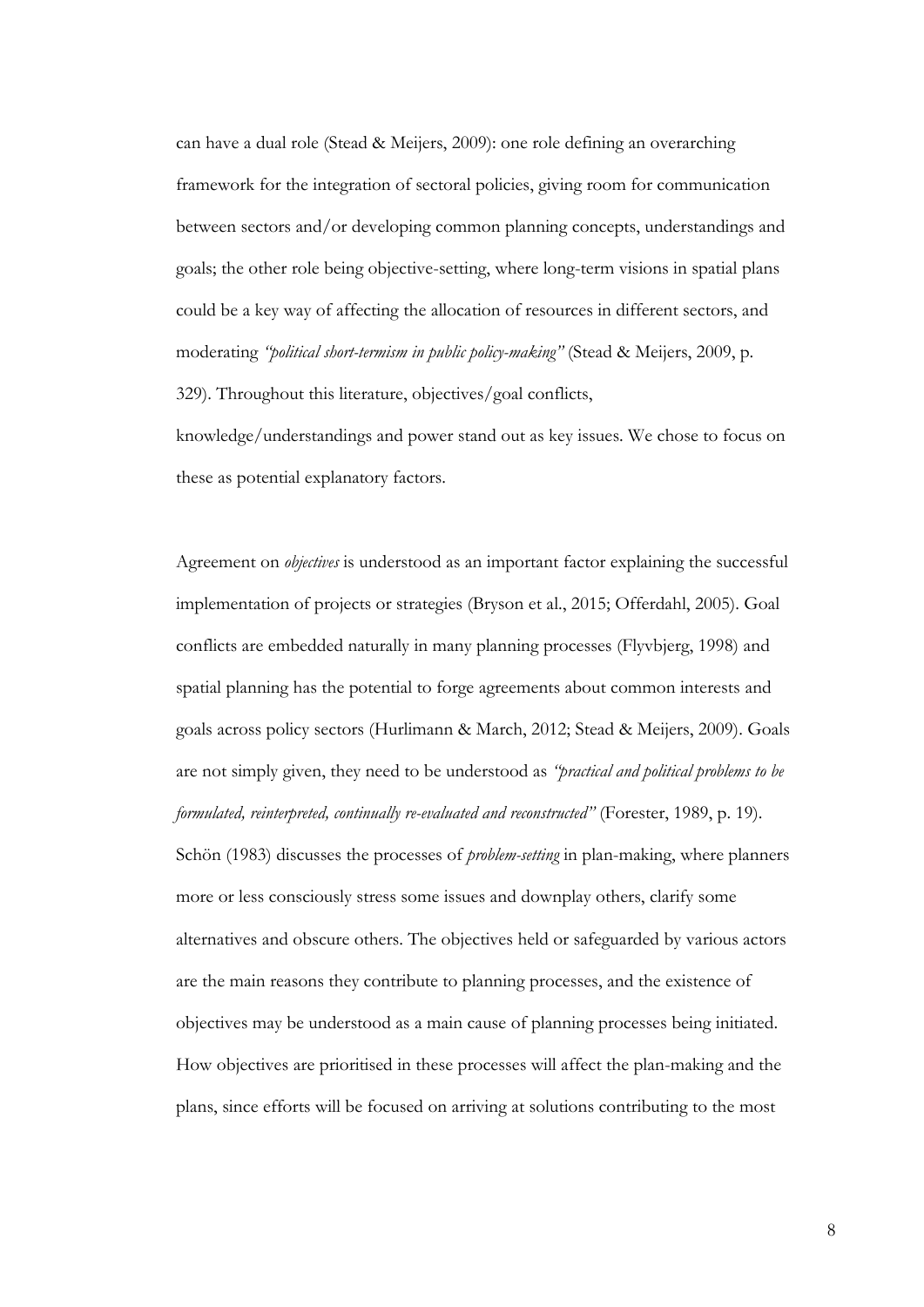can have a dual role (Stead & Meijers, 2009): one role defining an overarching framework for the integration of sectoral policies, giving room for communication between sectors and/or developing common planning concepts, understandings and goals; the other role being objective-setting, where long-term visions in spatial plans could be a key way of affecting the allocation of resources in different sectors, and moderating *"political short-termism in public policy-making"* (Stead & Meijers, 2009, p. 329). Throughout this literature, objectives/goal conflicts, knowledge/understandings and power stand out as key issues. We chose to focus on these as potential explanatory factors.

Agreement on *objectives* is understood as an important factor explaining the successful implementation of projects or strategies (Bryson et al., 2015; Offerdahl, 2005). Goal conflicts are embedded naturally in many planning processes (Flyvbjerg, 1998) and spatial planning has the potential to forge agreements about common interests and goals across policy sectors (Hurlimann & March, 2012; Stead & Meijers, 2009). Goals are not simply given, they need to be understood as *"practical and political problems to be formulated, reinterpreted, continually re-evaluated and reconstructed"* (Forester, 1989, p. 19). Schön (1983) discusses the processes of *problem-setting* in plan-making, where planners more or less consciously stress some issues and downplay others, clarify some alternatives and obscure others. The objectives held or safeguarded by various actors are the main reasons they contribute to planning processes, and the existence of objectives may be understood as a main cause of planning processes being initiated. How objectives are prioritised in these processes will affect the plan-making and the plans, since efforts will be focused on arriving at solutions contributing to the most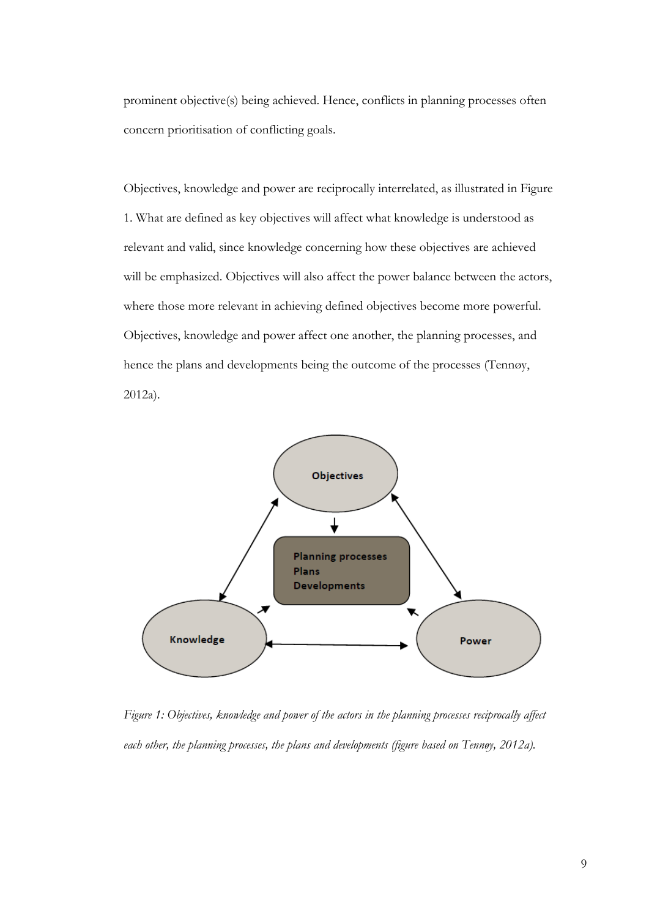prominent objective(s) being achieved. Hence, conflicts in planning processes often concern prioritisation of conflicting goals.

Objectives, knowledge and power are reciprocally interrelated, as illustrated in Figure 1. What are defined as key objectives will affect what knowledge is understood as relevant and valid, since knowledge concerning how these objectives are achieved will be emphasized. Objectives will also affect the power balance between the actors, where those more relevant in achieving defined objectives become more powerful. Objectives, knowledge and power affect one another, the planning processes, and hence the plans and developments being the outcome of the processes (Tennøy, 2012a).

*Figure 1: Objectives, knowledge and power of the actors in the planning processes reciprocally affect each other, the planning processes, the plans and developments (figure based on Tennøy, 2012a).*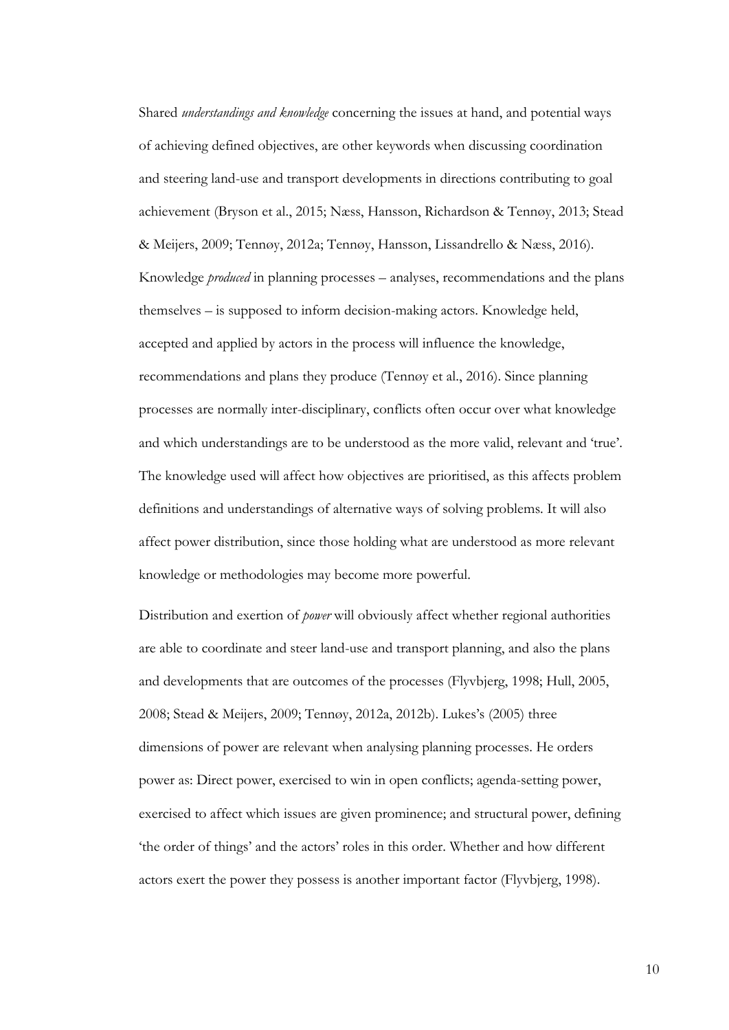Shared *understandings and knowledge* concerning the issues at hand, and potential ways of achieving defined objectives, are other keywords when discussing coordination and steering land-use and transport developments in directions contributing to goal achievement (Bryson et al., 2015; Næss, Hansson, Richardson & Tennøy, 2013; Stead & Meijers, 2009; Tennøy, 2012a; Tennøy, Hansson, Lissandrello & Næss, 2016). Knowledge *produced* in planning processes – analyses, recommendations and the plans themselves – is supposed to inform decision-making actors. Knowledge held, accepted and applied by actors in the process will influence the knowledge, recommendations and plans they produce (Tennøy et al., 2016). Since planning processes are normally inter-disciplinary, conflicts often occur over what knowledge and which understandings are to be understood as the more valid, relevant and 'true'. The knowledge used will affect how objectives are prioritised, as this affects problem definitions and understandings of alternative ways of solving problems. It will also affect power distribution, since those holding what are understood as more relevant knowledge or methodologies may become more powerful.

Distribution and exertion of *power* will obviously affect whether regional authorities are able to coordinate and steer land-use and transport planning, and also the plans and developments that are outcomes of the processes (Flyvbjerg, 1998; Hull, 2005, 2008; Stead & Meijers, 2009; Tennøy, 2012a, 2012b). Lukes's (2005) three dimensions of power are relevant when analysing planning processes. He orders power as: Direct power, exercised to win in open conflicts; agenda-setting power, exercised to affect which issues are given prominence; and structural power, defining 'the order of things' and the actors' roles in this order. Whether and how different actors exert the power they possess is another important factor (Flyvbjerg, 1998).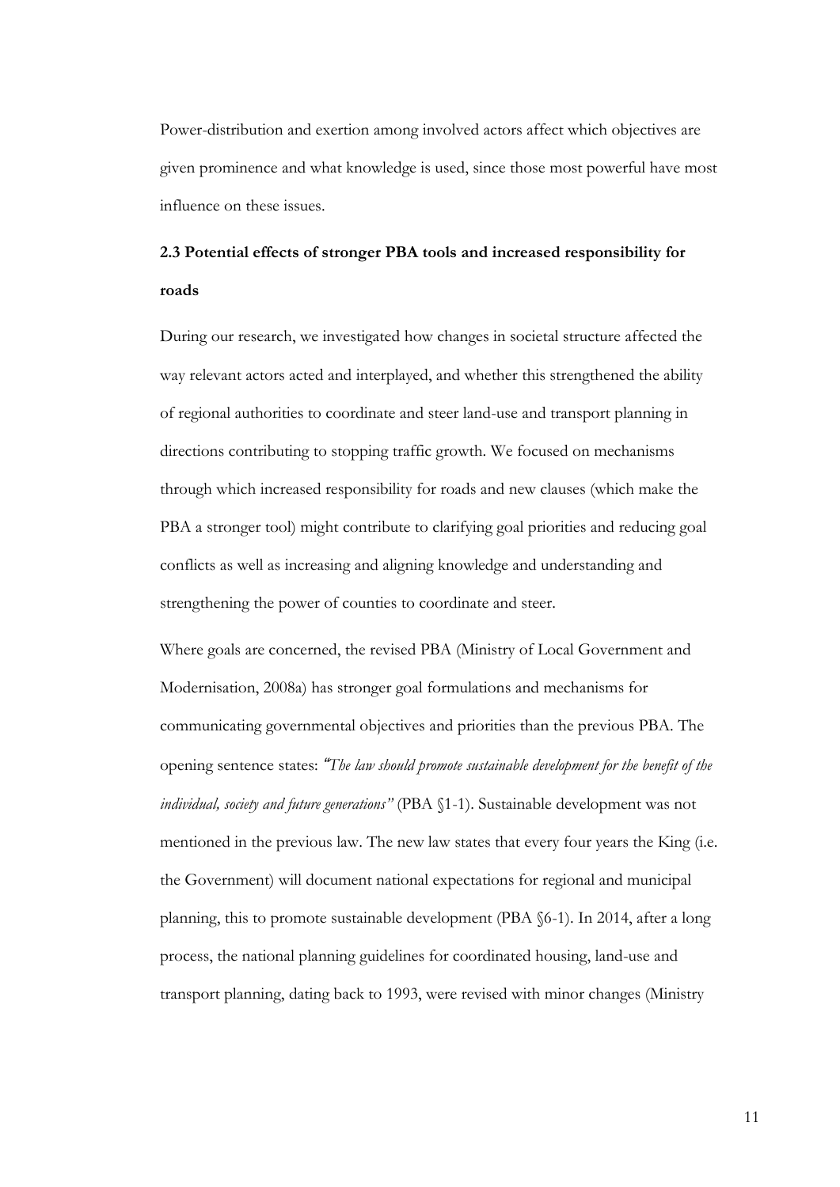Power-distribution and exertion among involved actors affect which objectives are given prominence and what knowledge is used, since those most powerful have most influence on these issues.

### 2.3 Potential effects of stronger PBA tools and increased responsibility for roads

During our research, we investigated how changes in societal structure affected the way relevant actors acted and interplayed, and whether this strengthened the ability of regional authorities to coordinate and steer land-use and transport planning in directions contributing to stopping traffic growth. We focused on mechanisms through which increased responsibility for roads and new clauses (which make the PBA a stronger tool) might contribute to clarifying goal priorities and reducing goal conflicts as well as increasing and aligning knowledge and understanding and strengthening the power of counties to coordinate and steer.

Where goals are concerned, the revised PBA (Ministry of Local Government and Modernisation, 2008a) has stronger goal formulations and mechanisms for communicating governmental objectives and priorities than the previous PBA. The opening sentence states: *"The law should promote sustainable development for the benefit of the individual, society and future generations"* (PBA §1-1). Sustainable development was not mentioned in the previous law. The new law states that every four years the King (i.e. the Government) will document national expectations for regional and municipal planning, this to promote sustainable development (PBA §6-1). In 2014, after a long process, the national planning guidelines for coordinated housing, land-use and transport planning, dating back to 1993, were revised with minor changes (Ministry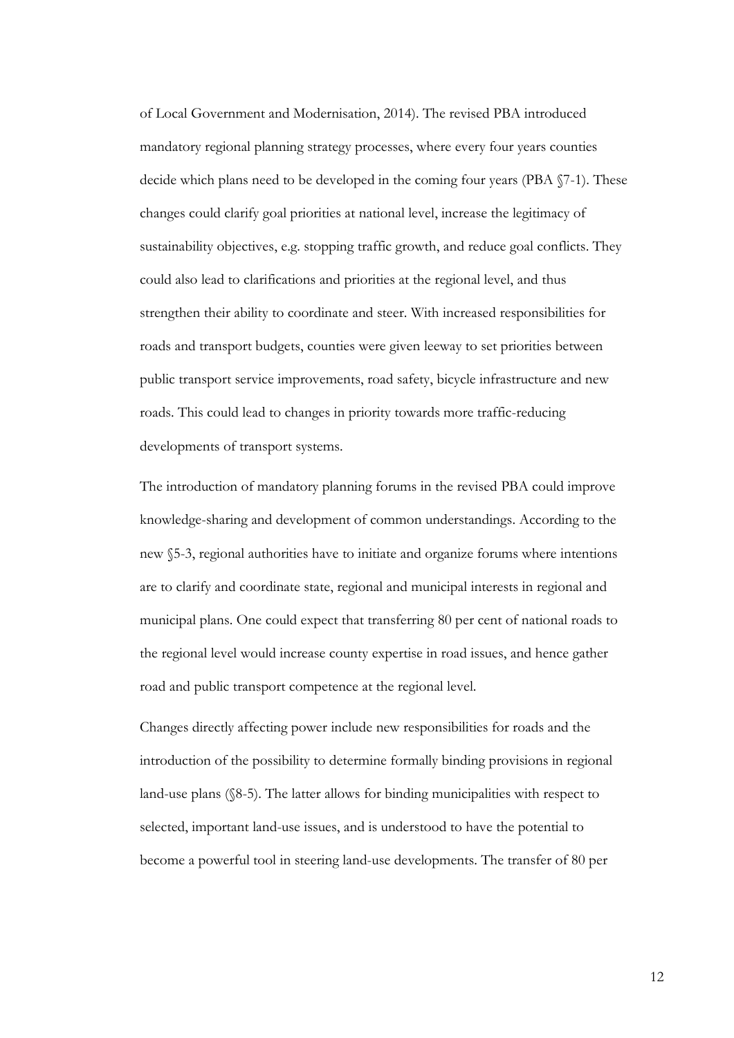of Local Government and Modernisation, 2014). The revised PBA introduced mandatory regional planning strategy processes, where every four years counties decide which plans need to be developed in the coming four years (PBA §7-1). These changes could clarify goal priorities at national level, increase the legitimacy of sustainability objectives, e.g. stopping traffic growth, and reduce goal conflicts. They could also lead to clarifications and priorities at the regional level, and thus strengthen their ability to coordinate and steer. With increased responsibilities for roads and transport budgets, counties were given leeway to set priorities between public transport service improvements, road safety, bicycle infrastructure and new roads. This could lead to changes in priority towards more traffic-reducing developments of transport systems.

The introduction of mandatory planning forums in the revised PBA could improve knowledge-sharing and development of common understandings. According to the new §5-3, regional authorities have to initiate and organize forums where intentions are to clarify and coordinate state, regional and municipal interests in regional and municipal plans. One could expect that transferring 80 per cent of national roads to the regional level would increase county expertise in road issues, and hence gather road and public transport competence at the regional level.

Changes directly affecting power include new responsibilities for roads and the introduction of the possibility to determine formally binding provisions in regional land-use plans (§8-5). The latter allows for binding municipalities with respect to selected, important land-use issues, and is understood to have the potential to become a powerful tool in steering land-use developments. The transfer of 80 per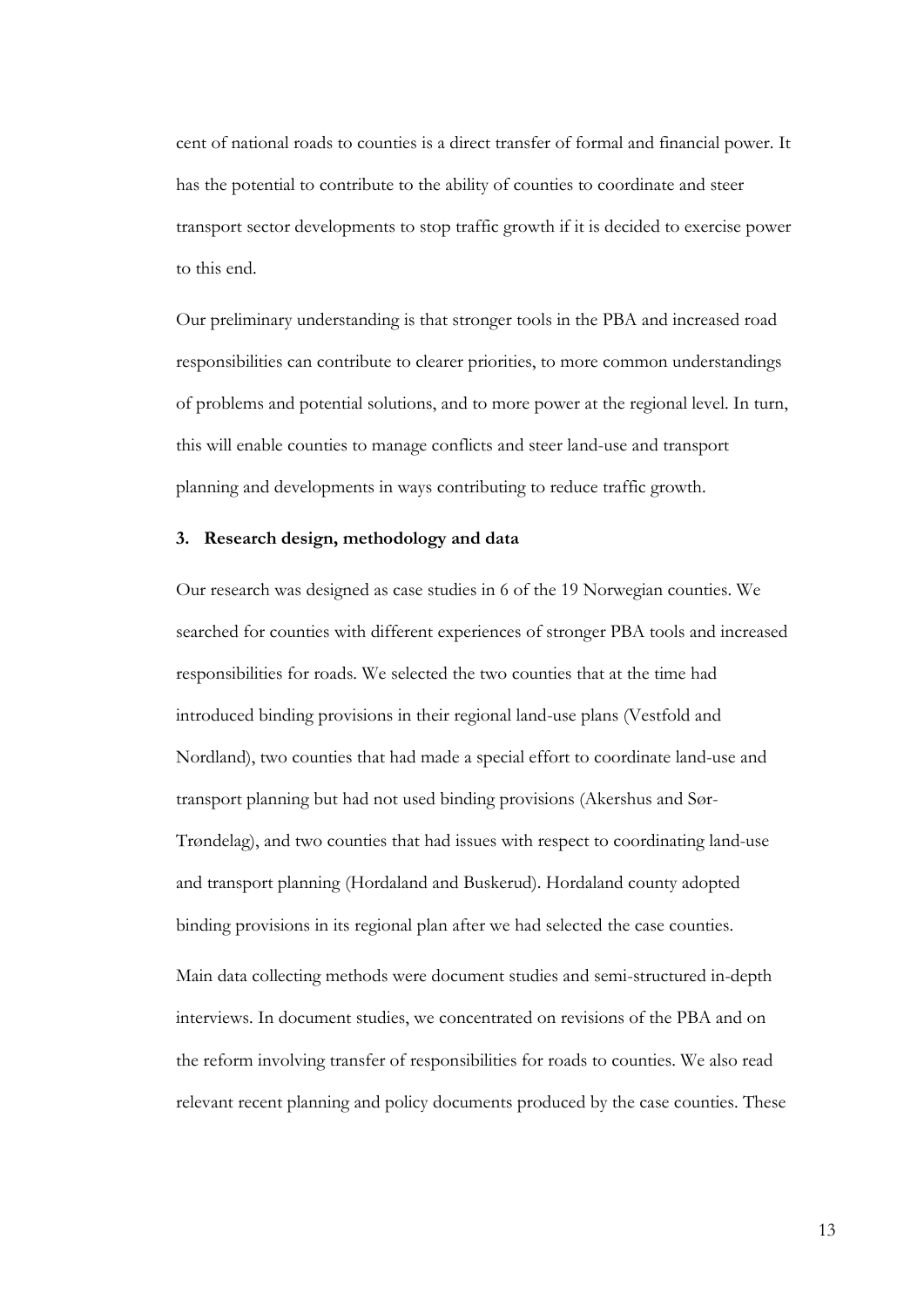cent of national roads to counties is a direct transfer of formal and financial power. It has the potential to contribute to the ability of counties to coordinate and steer transport sector developments to stop traffic growth if it is decided to exercise power to this end.

Our preliminary understanding is that stronger tools in the PBA and increased road responsibilities can contribute to clearer priorities, to more common understandings of problems and potential solutions, and to more power at the regional level. In turn, this will enable counties to manage conflicts and steer land-use and transport planning and developments in ways contributing to reduce traffic growth.

## 3. Research design, methodology and data

Our research was designed as case studies in 6 of the 19 Norwegian counties. We searched for counties with different experiences of stronger PBA tools and increased responsibilities for roads. We selected the two counties that at the time had introduced binding provisions in their regional land-use plans (Vestfold and Nordland), two counties that had made a special effort to coordinate land-use and transport planning but had not used binding provisions (Akershus and Sør-Trøndelag), and two counties that had issues with respect to coordinating land-use and transport planning (Hordaland and Buskerud). Hordaland county adopted binding provisions in its regional plan after we had selected the case counties.

Main data collecting methods were document studies and semi-structured in-depth interviews. In document studies, we concentrated on revisions of the PBA and on the reform involving transfer of responsibilities for roads to counties. We also read relevant recent planning and policy documents produced by the case counties. These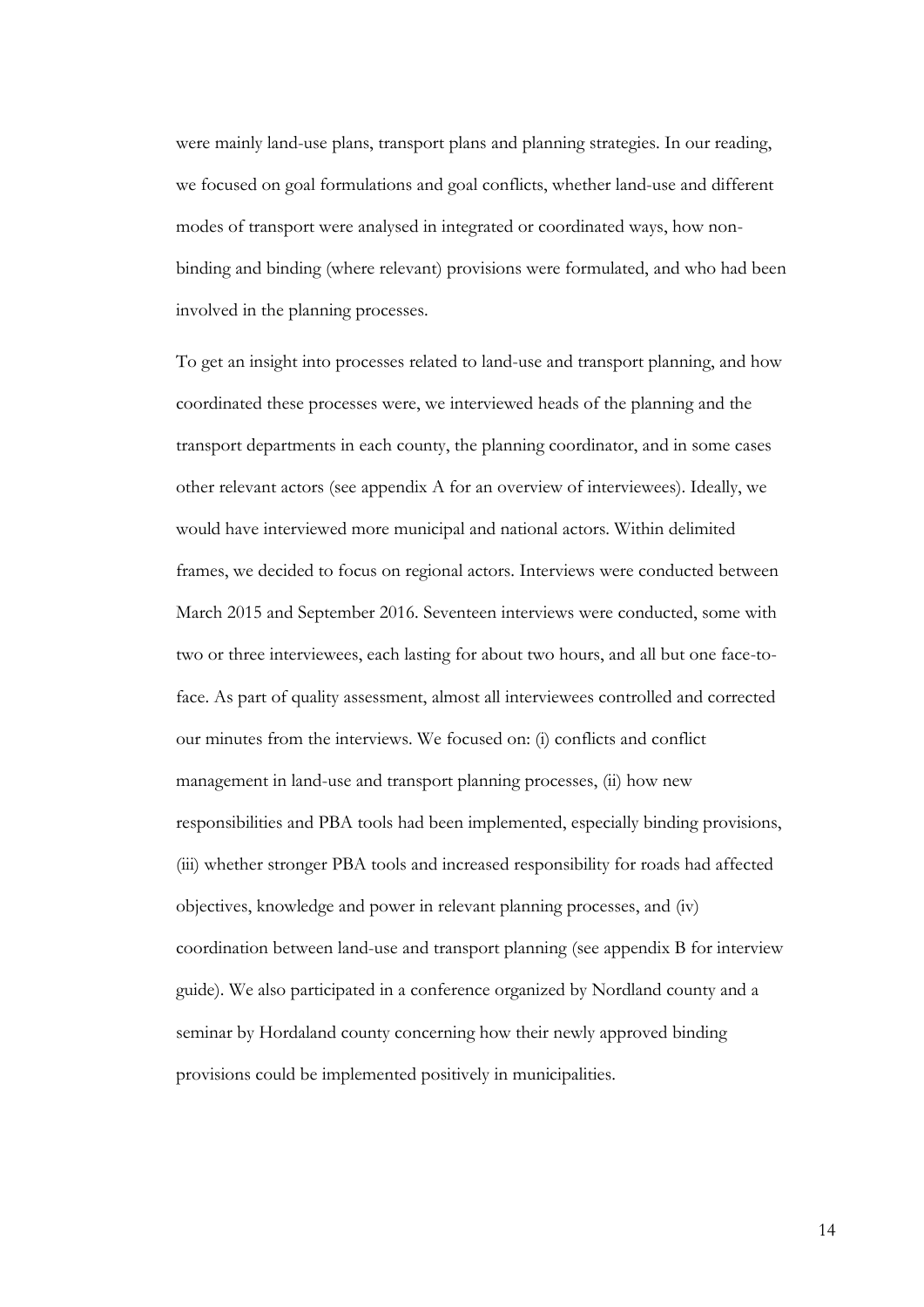were mainly land-use plans, transport plans and planning strategies. In our reading, we focused on goal formulations and goal conflicts, whether land-use and different modes of transport were analysed in integrated or coordinated ways, how non-binding and binding (where relevant) provisions were formulated, and who had been involved in the planning processes.

To get an insight into processes related to land-use and transport planning, and how coordinated these processes were, we interviewed heads of the planning and the transport departments in each county, the planning coordinator, and in some cases other relevant actors (see appendix A for an overview of interviewees). Ideally, we would have interviewed more municipal and national actors. Within delimited frames, we decided to focus on regional actors. Interviews were conducted between March 2015 and September 2016. Seventeen interviews were conducted, some with two or three interviewees, each lasting for about two hours, and all but one face-to-face. As part of quality assessment, almost all interviewees controlled and corrected our minutes from the interviews. We focused on: (i) conflicts and conflict management in land-use and transport planning processes, (ii) how new responsibilities and PBA tools had been implemented, especially binding provisions, (iii) whether stronger PBA tools and increased responsibility for roads had affected objectives, knowledge and power in relevant planning processes, and (iv) coordination between land-use and transport planning (see appendix B for interview guide). We also participated in a conference organized by Nordland county and a seminar by Hordaland county concerning how their newly approved binding provisions could be implemented positively in municipalities.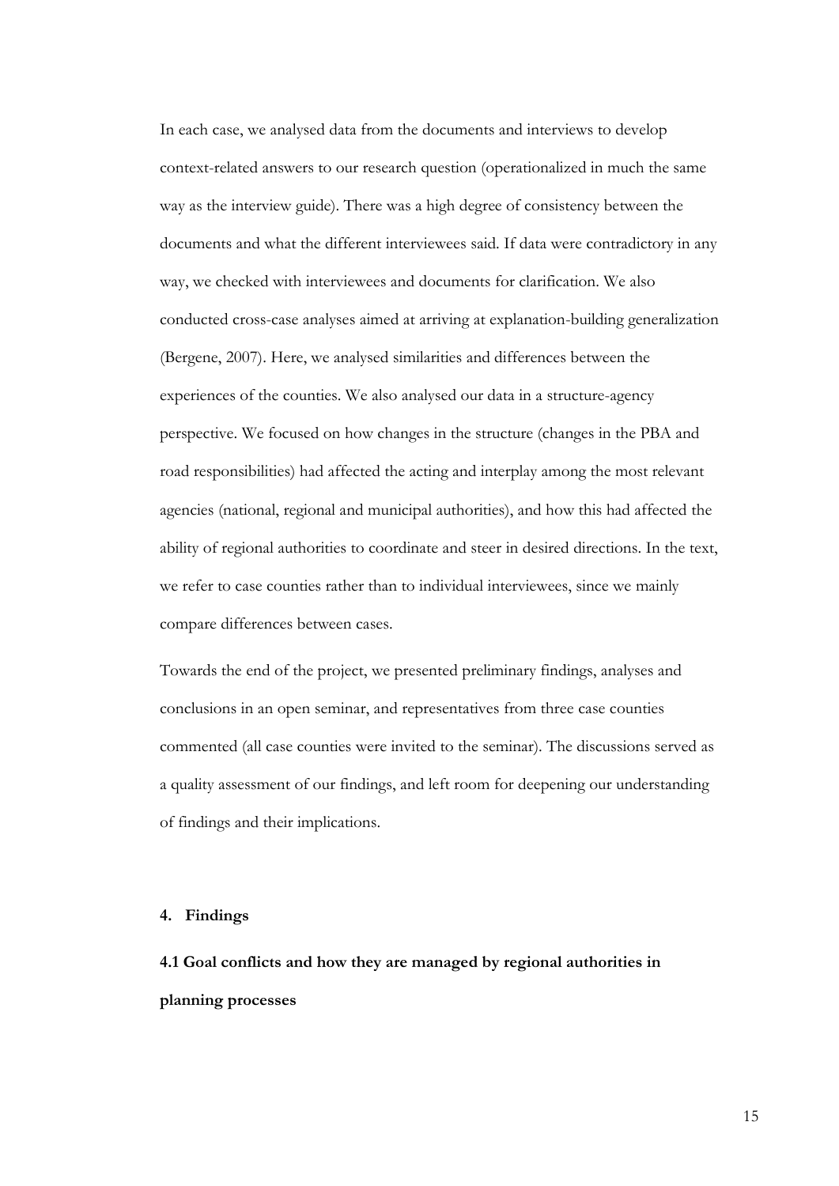In each case, we analysed data from the documents and interviews to develop context-related answers to our research question (operationalized in much the same way as the interview guide). There was a high degree of consistency between the documents and what the different interviewees said. If data were contradictory in any way, we checked with interviewees and documents for clarification. We also conducted cross-case analyses aimed at arriving at explanation-building generalization (Bergene, 2007). Here, we analysed similarities and differences between the experiences of the counties. We also analysed our data in a structure-agency perspective. We focused on how changes in the structure (changes in the PBA and road responsibilities) had affected the acting and interplay among the most relevant agencies (national, regional and municipal authorities), and how this had affected the ability of regional authorities to coordinate and steer in desired directions. In the text, we refer to case counties rather than to individual interviewees, since we mainly compare differences between cases.

Towards the end of the project, we presented preliminary findings, analyses and conclusions in an open seminar, and representatives from three case counties commented (all case counties were invited to the seminar). The discussions served as a quality assessment of our findings, and left room for deepening our understanding of findings and their implications.

## 4. Findings

### 4.1 Goal conflicts and how they are managed by regional authorities in planning processes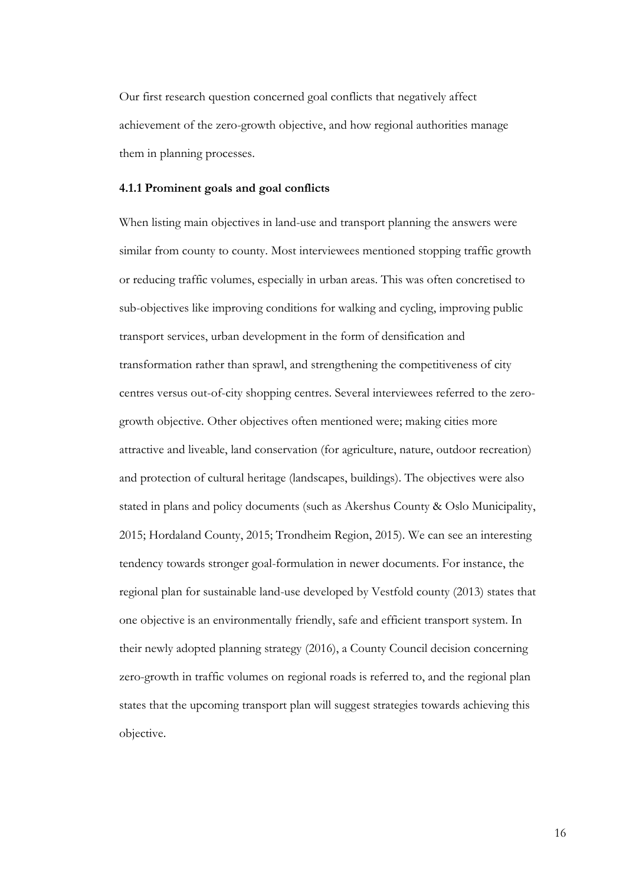Our first research question concerned goal conflicts that negatively affect achievement of the zero-growth objective, and how regional authorities manage them in planning processes.

#### 4.1.1 Prominent goals and goal conflicts

When listing main objectives in land-use and transport planning the answers were similar from county to county. Most interviewees mentioned stopping traffic growth or reducing traffic volumes, especially in urban areas. This was often concretised to sub-objectives like improving conditions for walking and cycling, improving public transport services, urban development in the form of densification and transformation rather than sprawl, and strengthening the competitiveness of city centres versus out-of-city shopping centres. Several interviewees referred to the zero-growth objective. Other objectives often mentioned were; making cities more attractive and liveable, land conservation (for agriculture, nature, outdoor recreation) and protection of cultural heritage (landscapes, buildings). The objectives were also stated in plans and policy documents (such as Akershus County & Oslo Municipality, 2015; Hordaland County, 2015; Trondheim Region, 2015). We can see an interesting tendency towards stronger goal-formulation in newer documents. For instance, the regional plan for sustainable land-use developed by Vestfold county (2013) states that one objective is an environmentally friendly, safe and efficient transport system. In their newly adopted planning strategy (2016), a County Council decision concerning zero-growth in traffic volumes on regional roads is referred to, and the regional plan states that the upcoming transport plan will suggest strategies towards achieving this objective.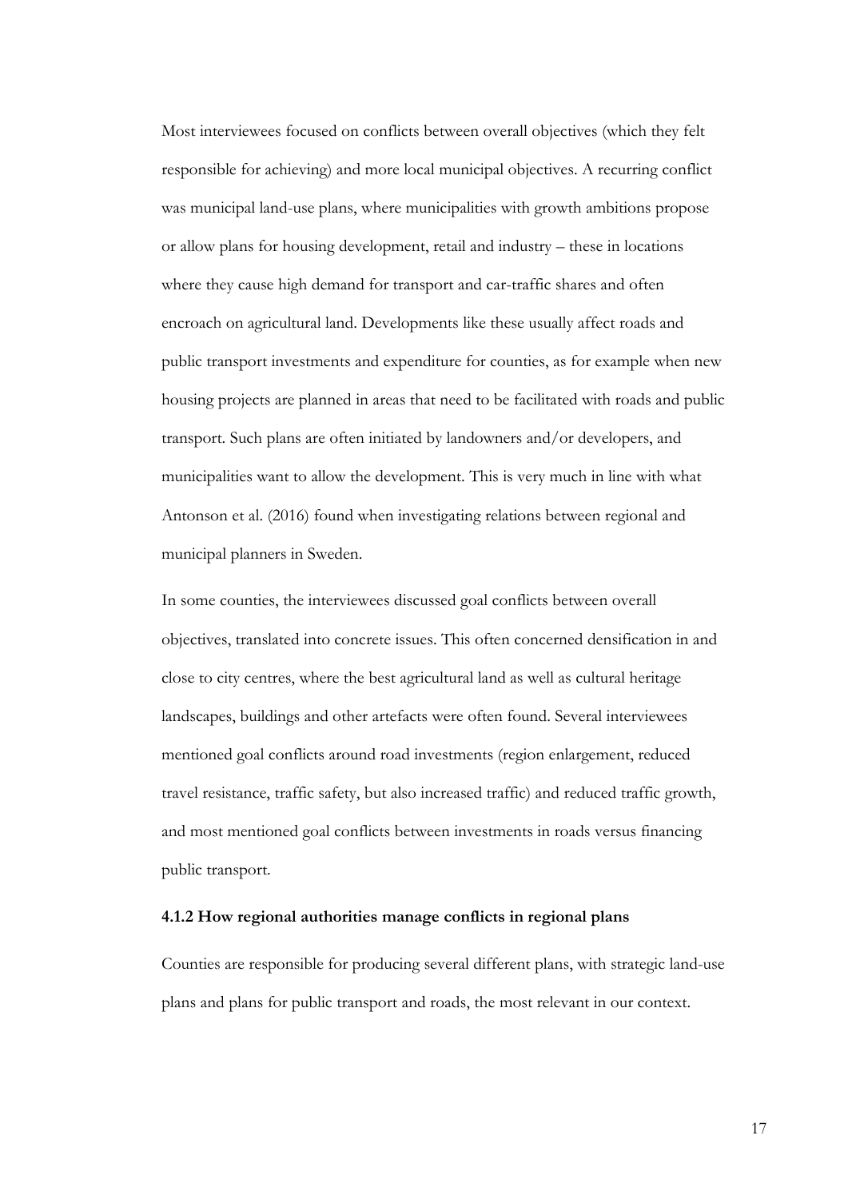Most interviewees focused on conflicts between overall objectives (which they felt responsible for achieving) and more local municipal objectives. A recurring conflict was municipal land-use plans, where municipalities with growth ambitions propose or allow plans for housing development, retail and industry – these in locations where they cause high demand for transport and car-traffic shares and often encroach on agricultural land. Developments like these usually affect roads and public transport investments and expenditure for counties, as for example when new housing projects are planned in areas that need to be facilitated with roads and public transport. Such plans are often initiated by landowners and/or developers, and municipalities want to allow the development. This is very much in line with what Antonson et al. (2016) found when investigating relations between regional and municipal planners in Sweden.

In some counties, the interviewees discussed goal conflicts between overall objectives, translated into concrete issues. This often concerned densification in and close to city centres, where the best agricultural land as well as cultural heritage landscapes, buildings and other artefacts were often found. Several interviewees mentioned goal conflicts around road investments (region enlargement, reduced travel resistance, traffic safety, but also increased traffic) and reduced traffic growth, and most mentioned goal conflicts between investments in roads versus financing public transport.

#### 4.1.2 How regional authorities manage conflicts in regional plans

Counties are responsible for producing several different plans, with strategic land-use plans and plans for public transport and roads, the most relevant in our context.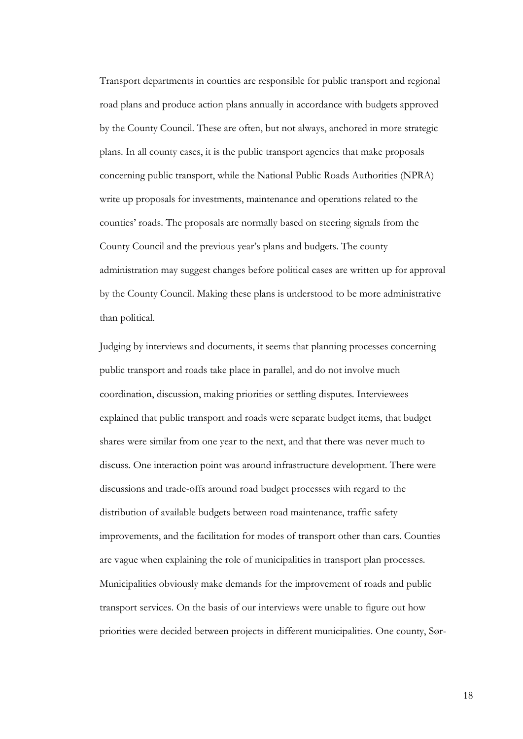Transport departments in counties are responsible for public transport and regional road plans and produce action plans annually in accordance with budgets approved by the County Council. These are often, but not always, anchored in more strategic plans. In all county cases, it is the public transport agencies that make proposals concerning public transport, while the National Public Roads Authorities (NPRA) write up proposals for investments, maintenance and operations related to the counties' roads. The proposals are normally based on steering signals from the County Council and the previous year's plans and budgets. The county administration may suggest changes before political cases are written up for approval by the County Council. Making these plans is understood to be more administrative than political.

Judging by interviews and documents, it seems that planning processes concerning public transport and roads take place in parallel, and do not involve much coordination, discussion, making priorities or settling disputes. Interviewees explained that public transport and roads were separate budget items, that budget shares were similar from one year to the next, and that there was never much to discuss. One interaction point was around infrastructure development. There were discussions and trade-offs around road budget processes with regard to the distribution of available budgets between road maintenance, traffic safety improvements, and the facilitation for modes of transport other than cars. Counties are vague when explaining the role of municipalities in transport plan processes. Municipalities obviously make demands for the improvement of roads and public transport services. On the basis of our interviews were unable to figure out how priorities were decided between projects in different municipalities. One county, Sør-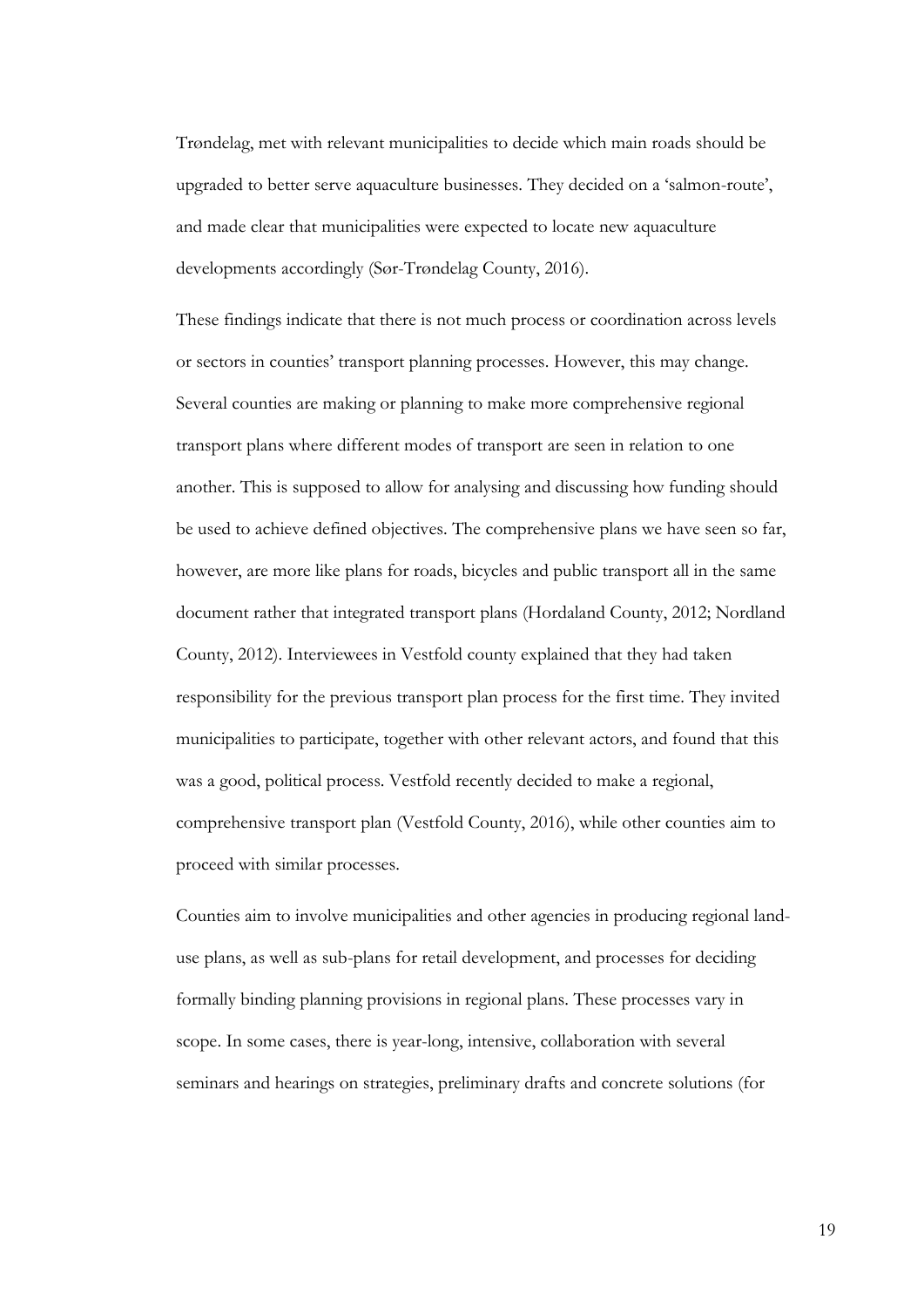Trøndelag, met with relevant municipalities to decide which main roads should be upgraded to better serve aquaculture businesses. They decided on a 'salmon-route', and made clear that municipalities were expected to locate new aquaculture developments accordingly (Sør-Trøndelag County, 2016).

These findings indicate that there is not much process or coordination across levels or sectors in counties' transport planning processes. However, this may change. Several counties are making or planning to make more comprehensive regional transport plans where different modes of transport are seen in relation to one another. This is supposed to allow for analysing and discussing how funding should be used to achieve defined objectives. The comprehensive plans we have seen so far, however, are more like plans for roads, bicycles and public transport all in the same document rather that integrated transport plans (Hordaland County, 2012; Nordland County, 2012). Interviewees in Vestfold county explained that they had taken responsibility for the previous transport plan process for the first time. They invited municipalities to participate, together with other relevant actors, and found that this was a good, political process. Vestfold recently decided to make a regional, comprehensive transport plan (Vestfold County, 2016), while other counties aim to proceed with similar processes.

Counties aim to involve municipalities and other agencies in producing regional land-use plans, as well as sub-plans for retail development, and processes for deciding formally binding planning provisions in regional plans. These processes vary in scope. In some cases, there is year-long, intensive, collaboration with several seminars and hearings on strategies, preliminary drafts and concrete solutions (for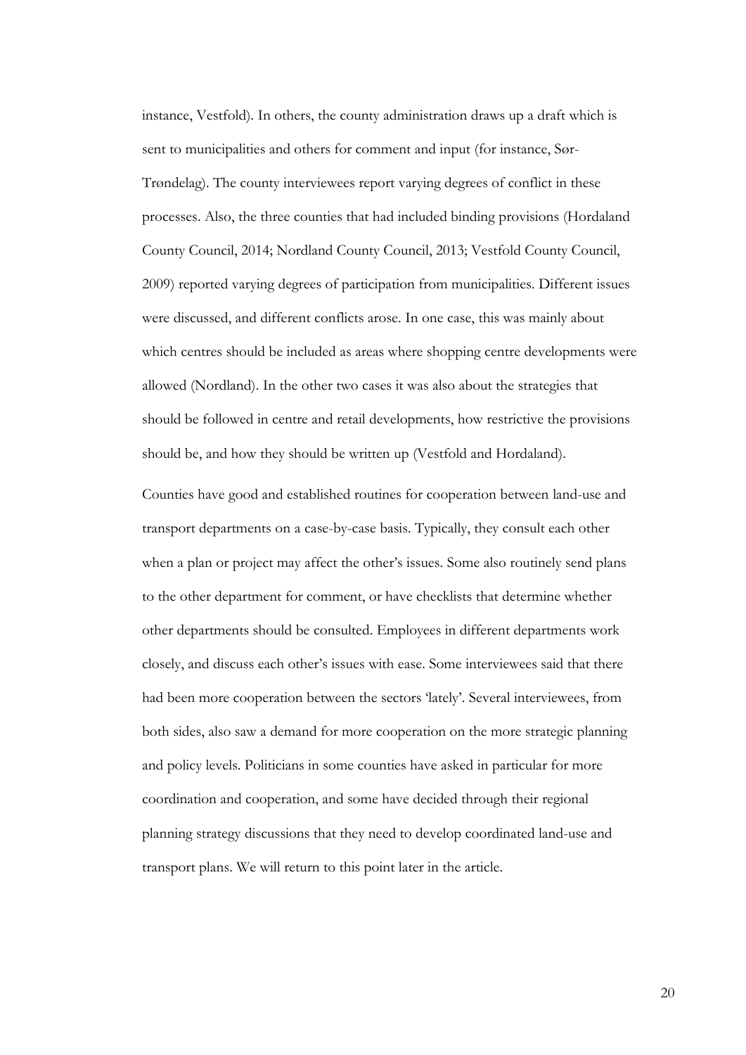instance, Vestfold). In others, the county administration draws up a draft which is sent to municipalities and others for comment and input (for instance, Sør-Trøndelag). The county interviewees report varying degrees of conflict in these processes. Also, the three counties that had included binding provisions (Hordaland County Council, 2014; Nordland County Council, 2013; Vestfold County Council, 2009) reported varying degrees of participation from municipalities. Different issues were discussed, and different conflicts arose. In one case, this was mainly about which centres should be included as areas where shopping centre developments were allowed (Nordland). In the other two cases it was also about the strategies that should be followed in centre and retail developments, how restrictive the provisions should be, and how they should be written up (Vestfold and Hordaland).

Counties have good and established routines for cooperation between land-use and transport departments on a case-by-case basis. Typically, they consult each other when a plan or project may affect the other's issues. Some also routinely send plans to the other department for comment, or have checklists that determine whether other departments should be consulted. Employees in different departments work closely, and discuss each other's issues with ease. Some interviewees said that there had been more cooperation between the sectors 'lately'. Several interviewees, from both sides, also saw a demand for more cooperation on the more strategic planning and policy levels. Politicians in some counties have asked in particular for more coordination and cooperation, and some have decided through their regional planning strategy discussions that they need to develop coordinated land-use and transport plans. We will return to this point later in the article.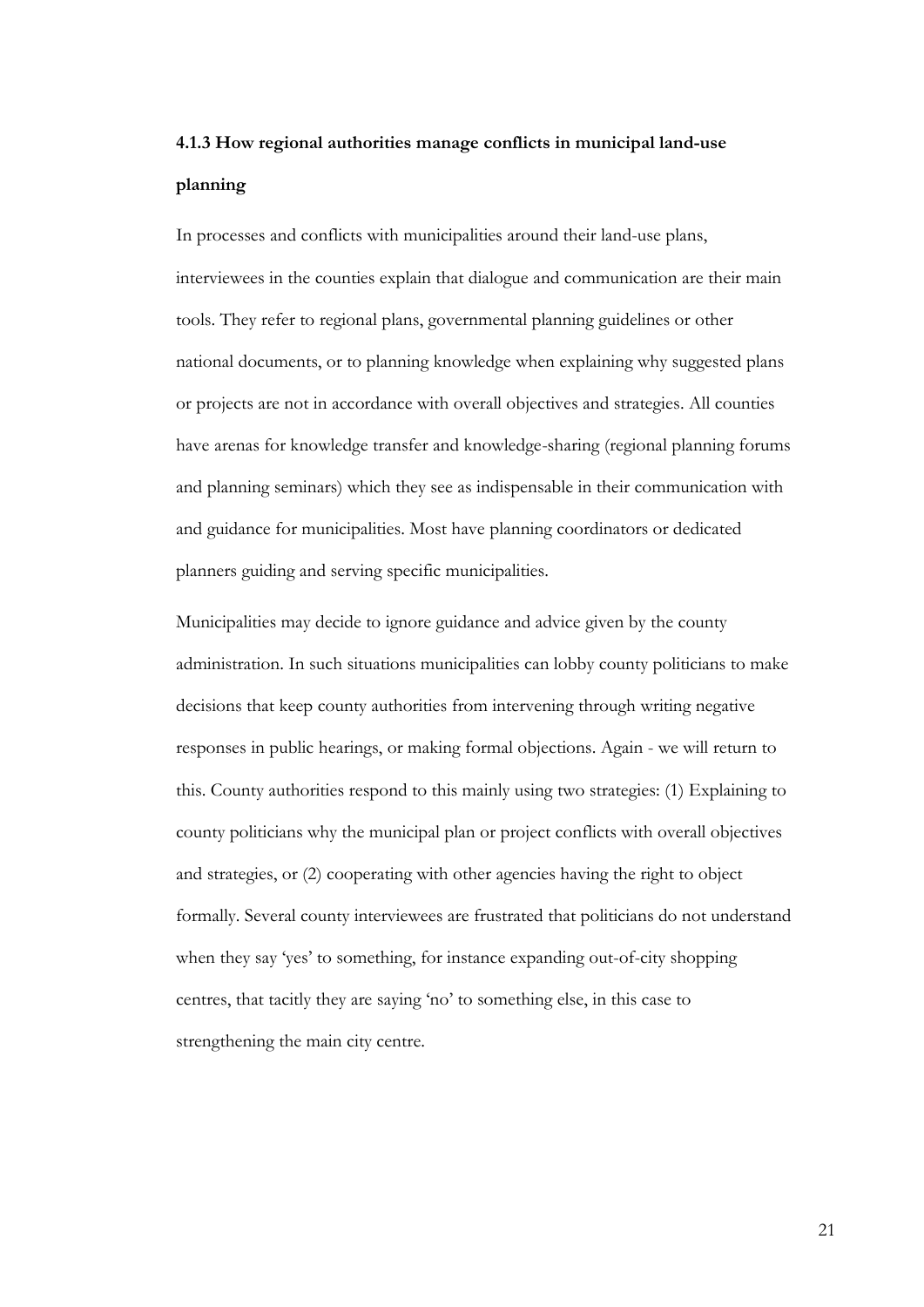### 4.1.3 How regional authorities manage conflicts in municipal land-use planning

In processes and conflicts with municipalities around their land-use plans, interviewees in the counties explain that dialogue and communication are their main tools. They refer to regional plans, governmental planning guidelines or other national documents, or to planning knowledge when explaining why suggested plans or projects are not in accordance with overall objectives and strategies. All counties have arenas for knowledge transfer and knowledge-sharing (regional planning forums and planning seminars) which they see as indispensable in their communication with and guidance for municipalities. Most have planning coordinators or dedicated planners guiding and serving specific municipalities.

Municipalities may decide to ignore guidance and advice given by the county administration. In such situations municipalities can lobby county politicians to make decisions that keep county authorities from intervening through writing negative responses in public hearings, or making formal objections. Again - we will return to this. County authorities respond to this mainly using two strategies: (1) Explaining to county politicians why the municipal plan or project conflicts with overall objectives and strategies, or (2) cooperating with other agencies having the right to object formally. Several county interviewees are frustrated that politicians do not understand when they say 'yes' to something, for instance expanding out-of-city shopping centres, that tacitly they are saying 'no' to something else, in this case to strengthening the main city centre.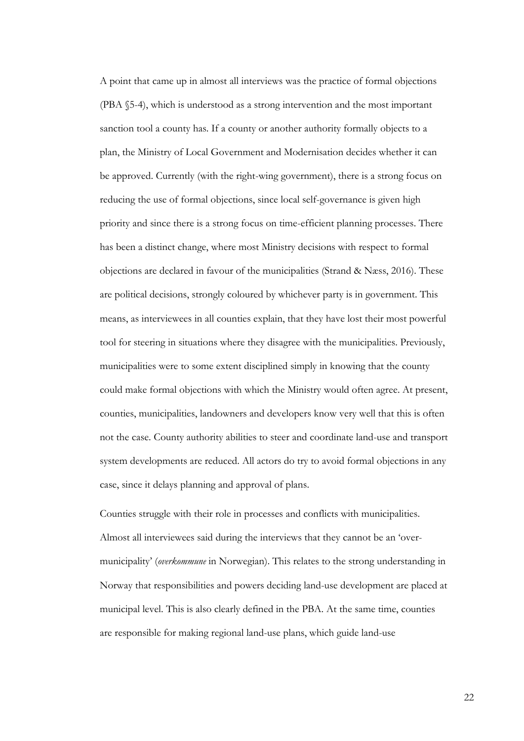A point that came up in almost all interviews was the practice of formal objections (PBA §5-4), which is understood as a strong intervention and the most important sanction tool a county has. If a county or another authority formally objects to a plan, the Ministry of Local Government and Modernisation decides whether it can be approved. Currently (with the right-wing government), there is a strong focus on reducing the use of formal objections, since local self-governance is given high priority and since there is a strong focus on time-efficient planning processes. There has been a distinct change, where most Ministry decisions with respect to formal objections are declared in favour of the municipalities (Strand & Næss, 2016). These are political decisions, strongly coloured by whichever party is in government. This means, as interviewees in all counties explain, that they have lost their most powerful tool for steering in situations where they disagree with the municipalities. Previously, municipalities were to some extent disciplined simply in knowing that the county could make formal objections with which the Ministry would often agree. At present, counties, municipalities, landowners and developers know very well that this is often not the case. County authority abilities to steer and coordinate land-use and transport system developments are reduced. All actors do try to avoid formal objections in any case, since it delays planning and approval of plans.

Counties struggle with their role in processes and conflicts with municipalities. Almost all interviewees said during the interviews that they cannot be an 'over-municipality' (*overkommune* in Norwegian). This relates to the strong understanding in Norway that responsibilities and powers deciding land-use development are placed at municipal level. This is also clearly defined in the PBA. At the same time, counties are responsible for making regional land-use plans, which guide land-use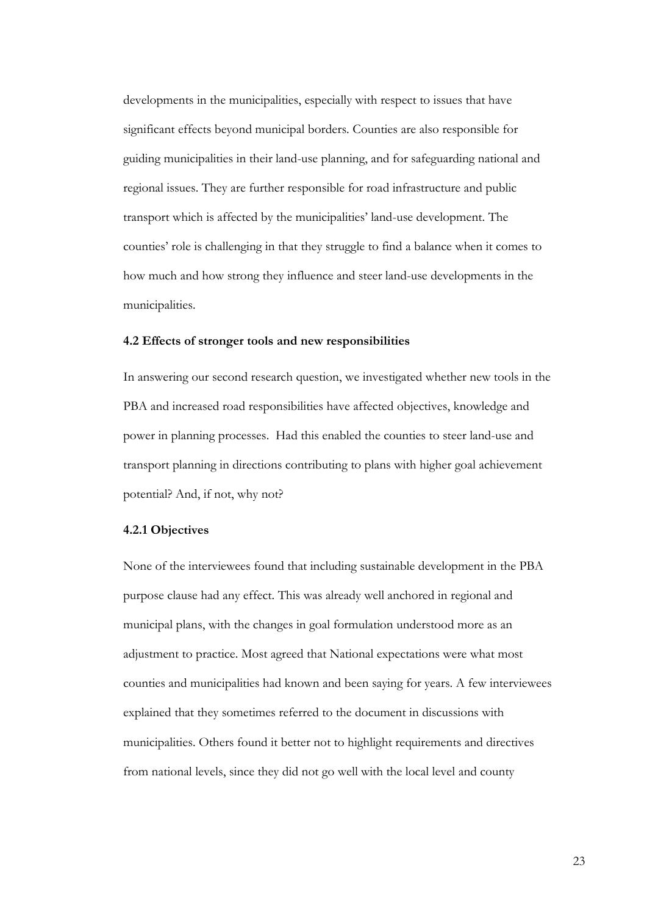developments in the municipalities, especially with respect to issues that have significant effects beyond municipal borders. Counties are also responsible for guiding municipalities in their land-use planning, and for safeguarding national and regional issues. They are further responsible for road infrastructure and public transport which is affected by the municipalities' land-use development. The counties' role is challenging in that they struggle to find a balance when it comes to how much and how strong they influence and steer land-use developments in the municipalities.

### 4.2 Effects of stronger tools and new responsibilities

In answering our second research question, we investigated whether new tools in the PBA and increased road responsibilities have affected objectives, knowledge and power in planning processes. Had this enabled the counties to steer land-use and transport planning in directions contributing to plans with higher goal achievement potential? And, if not, why not?

#### 4.2.1 Objectives

None of the interviewees found that including sustainable development in the PBA purpose clause had any effect. This was already well anchored in regional and municipal plans, with the changes in goal formulation understood more as an adjustment to practice. Most agreed that National expectations were what most counties and municipalities had known and been saying for years. A few interviewees explained that they sometimes referred to the document in discussions with municipalities. Others found it better not to highlight requirements and directives from national levels, since they did not go well with the local level and county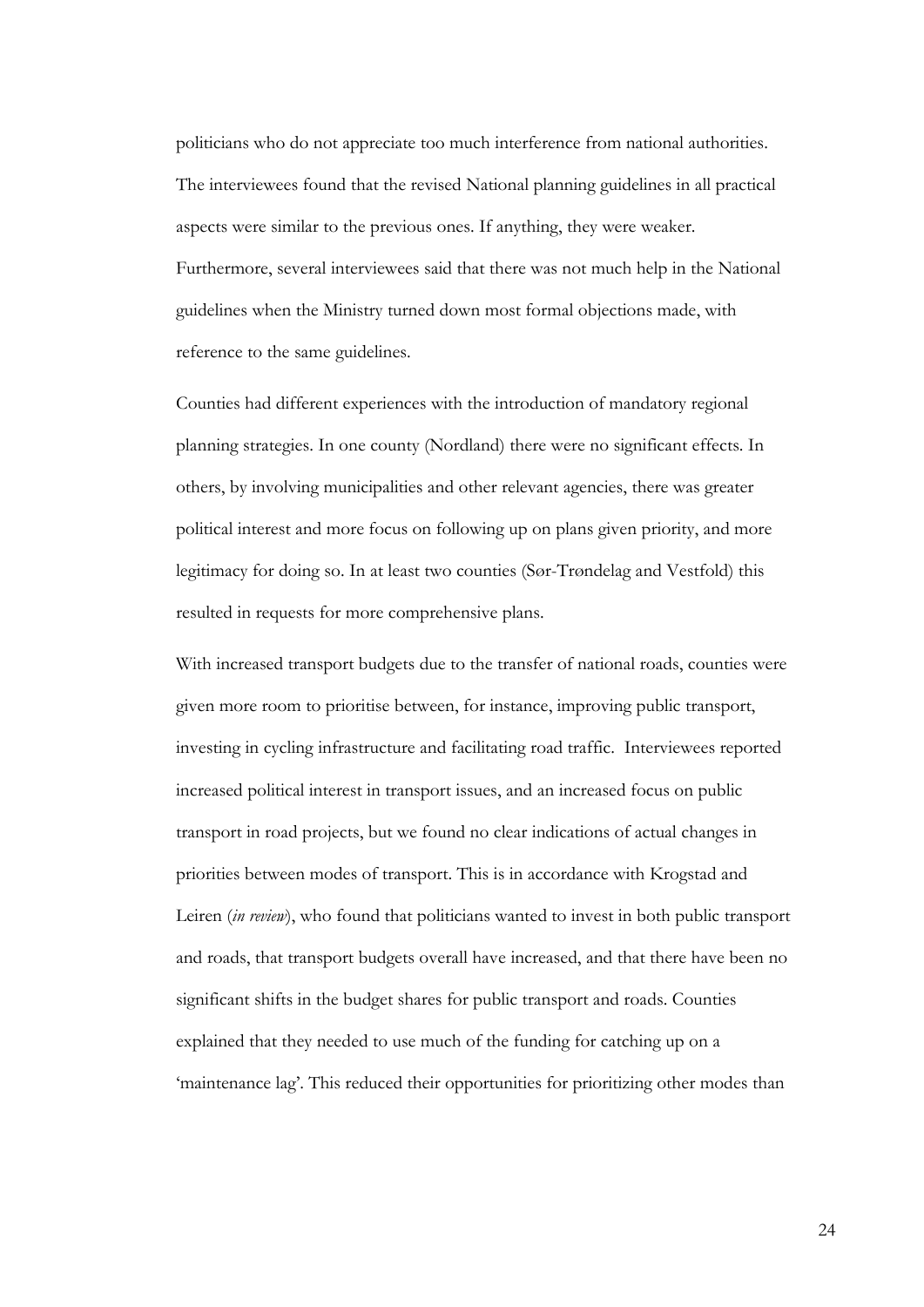politicians who do not appreciate too much interference from national authorities. The interviewees found that the revised National planning guidelines in all practical aspects were similar to the previous ones. If anything, they were weaker. Furthermore, several interviewees said that there was not much help in the National guidelines when the Ministry turned down most formal objections made, with reference to the same guidelines.

Counties had different experiences with the introduction of mandatory regional planning strategies. In one county (Nordland) there were no significant effects. In others, by involving municipalities and other relevant agencies, there was greater political interest and more focus on following up on plans given priority, and more legitimacy for doing so. In at least two counties (Sør-Trøndelag and Vestfold) this resulted in requests for more comprehensive plans.

With increased transport budgets due to the transfer of national roads, counties were given more room to prioritise between, for instance, improving public transport, investing in cycling infrastructure and facilitating road traffic. Interviewees reported increased political interest in transport issues, and an increased focus on public transport in road projects, but we found no clear indications of actual changes in priorities between modes of transport. This is in accordance with Krogstad and Leiren (*in review*), who found that politicians wanted to invest in both public transport and roads, that transport budgets overall have increased, and that there have been no significant shifts in the budget shares for public transport and roads. Counties explained that they needed to use much of the funding for catching up on a 'maintenance lag'. This reduced their opportunities for prioritizing other modes than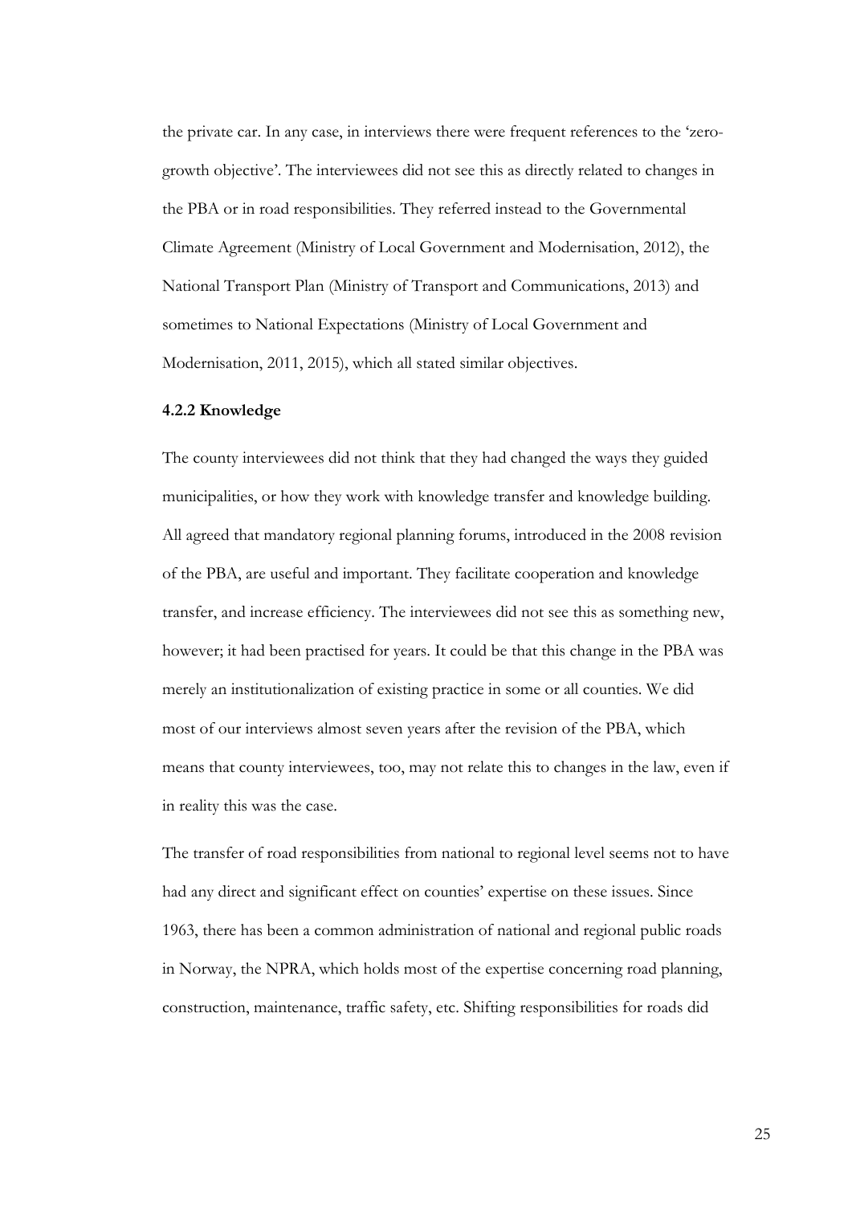the private car. In any case, in interviews there were frequent references to the 'zero-growth objective'. The interviewees did not see this as directly related to changes in the PBA or in road responsibilities. They referred instead to the Governmental Climate Agreement (Ministry of Local Government and Modernisation, 2012), the National Transport Plan (Ministry of Transport and Communications, 2013) and sometimes to National Expectations (Ministry of Local Government and Modernisation, 2011, 2015), which all stated similar objectives.

### 4.2.2 Knowledge

The county interviewees did not think that they had changed the ways they guided municipalities, or how they work with knowledge transfer and knowledge building. All agreed that mandatory regional planning forums, introduced in the 2008 revision of the PBA, are useful and important. They facilitate cooperation and knowledge transfer, and increase efficiency. The interviewees did not see this as something new, however; it had been practised for years. It could be that this change in the PBA was merely an institutionalization of existing practice in some or all counties. We did most of our interviews almost seven years after the revision of the PBA, which means that county interviewees, too, may not relate this to changes in the law, even if in reality this was the case.

The transfer of road responsibilities from national to regional level seems not to have had any direct and significant effect on counties' expertise on these issues. Since 1963, there has been a common administration of national and regional public roads in Norway, the NPRA, which holds most of the expertise concerning road planning, construction, maintenance, traffic safety, etc. Shifting responsibilities for roads did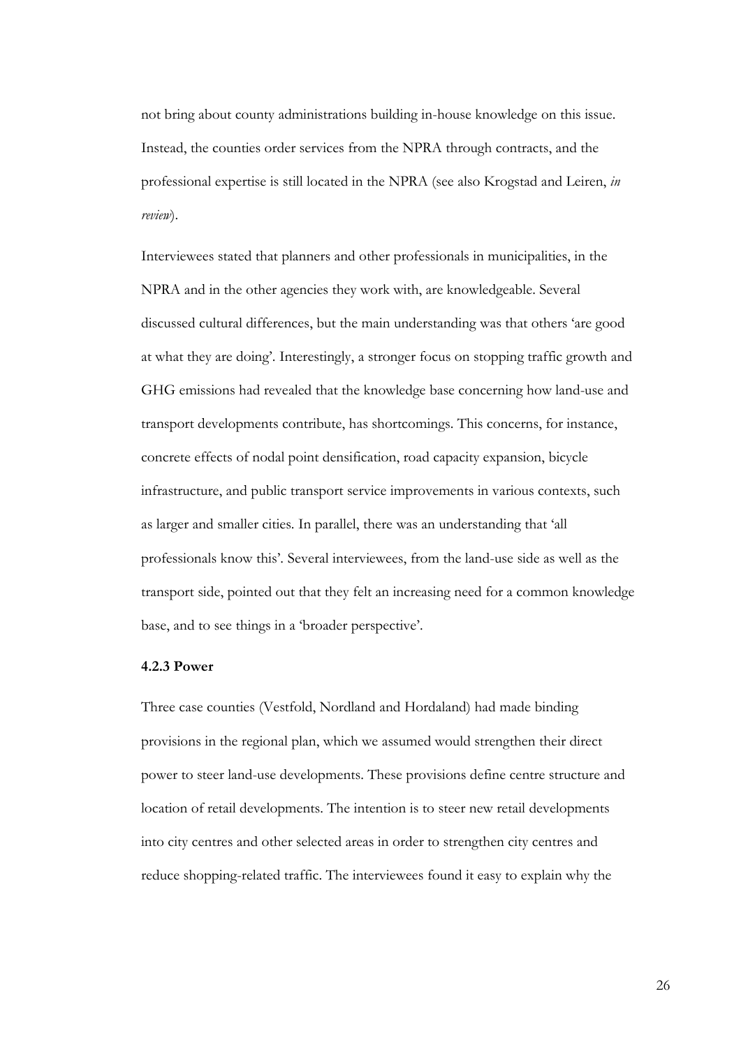not bring about county administrations building in-house knowledge on this issue. Instead, the counties order services from the NPRA through contracts, and the professional expertise is still located in the NPRA (see also Krogstad and Leiren, *in review*).

Interviewees stated that planners and other professionals in municipalities, in the NPRA and in the other agencies they work with, are knowledgeable. Several discussed cultural differences, but the main understanding was that others 'are good at what they are doing'. Interestingly, a stronger focus on stopping traffic growth and GHG emissions had revealed that the knowledge base concerning how land-use and transport developments contribute, has shortcomings. This concerns, for instance, concrete effects of nodal point densification, road capacity expansion, bicycle infrastructure, and public transport service improvements in various contexts, such as larger and smaller cities. In parallel, there was an understanding that 'all professionals know this'. Several interviewees, from the land-use side as well as the transport side, pointed out that they felt an increasing need for a common knowledge base, and to see things in a 'broader perspective'.

#### 4.2.3 Power

Three case counties (Vestfold, Nordland and Hordaland) had made binding provisions in the regional plan, which we assumed would strengthen their direct power to steer land-use developments. These provisions define centre structure and location of retail developments. The intention is to steer new retail developments into city centres and other selected areas in order to strengthen city centres and reduce shopping-related traffic. The interviewees found it easy to explain why the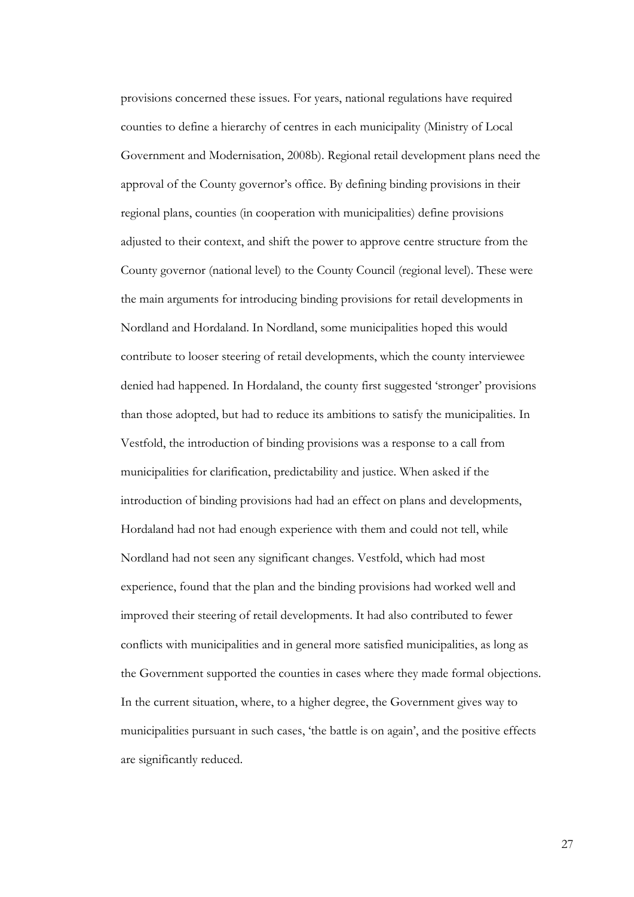provisions concerned these issues. For years, national regulations have required counties to define a hierarchy of centres in each municipality (Ministry of Local Government and Modernisation, 2008b). Regional retail development plans need the approval of the County governor's office. By defining binding provisions in their regional plans, counties (in cooperation with municipalities) define provisions adjusted to their context, and shift the power to approve centre structure from the County governor (national level) to the County Council (regional level). These were the main arguments for introducing binding provisions for retail developments in Nordland and Hordaland. In Nordland, some municipalities hoped this would contribute to looser steering of retail developments, which the county interviewee denied had happened. In Hordaland, the county first suggested 'stronger' provisions than those adopted, but had to reduce its ambitions to satisfy the municipalities. In Vestfold, the introduction of binding provisions was a response to a call from municipalities for clarification, predictability and justice. When asked if the introduction of binding provisions had had an effect on plans and developments, Hordaland had not had enough experience with them and could not tell, while Nordland had not seen any significant changes. Vestfold, which had most experience, found that the plan and the binding provisions had worked well and improved their steering of retail developments. It had also contributed to fewer conflicts with municipalities and in general more satisfied municipalities, as long as the Government supported the counties in cases where they made formal objections. In the current situation, where, to a higher degree, the Government gives way to municipalities pursuant in such cases, 'the battle is on again', and the positive effects are significantly reduced.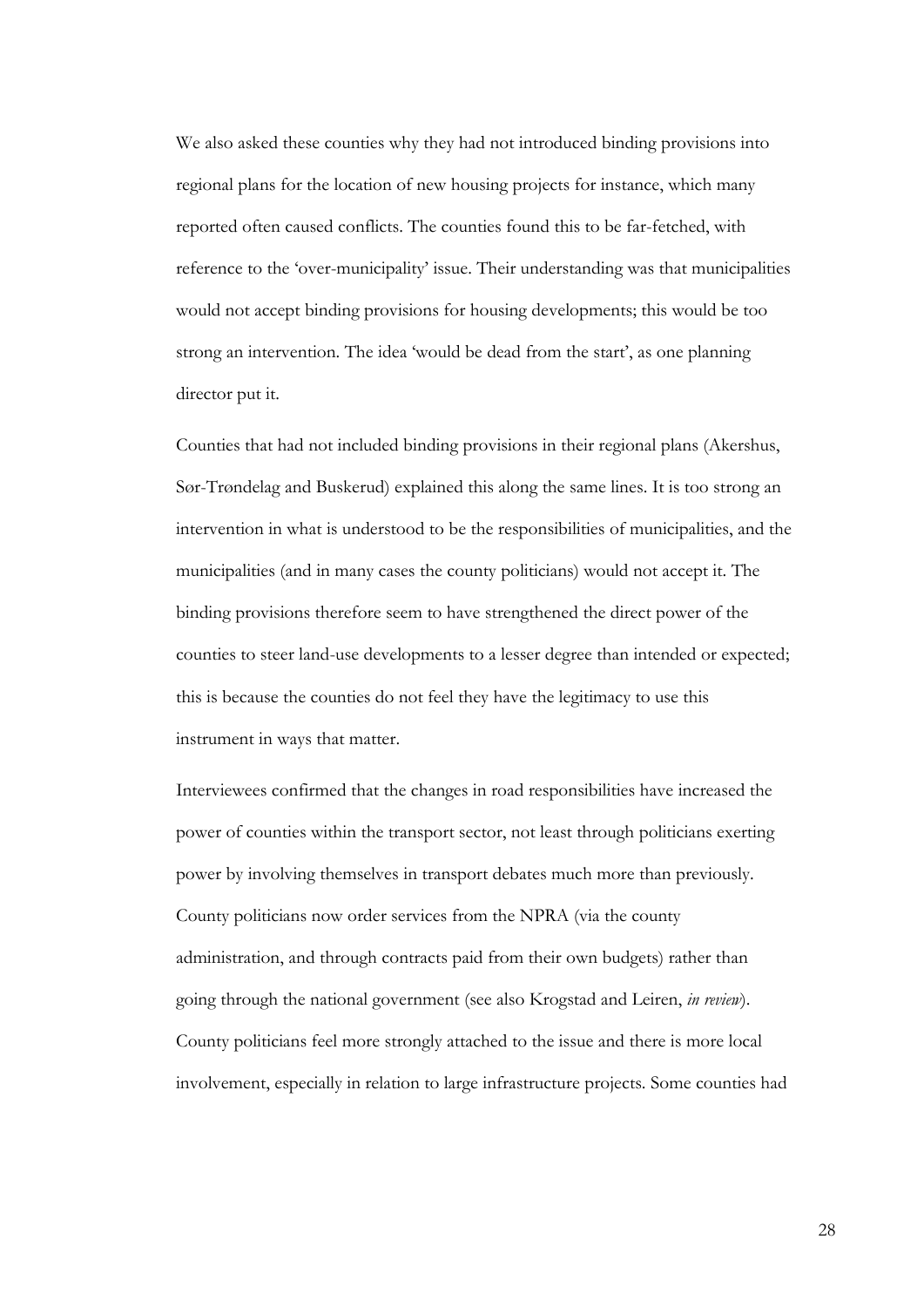We also asked these counties why they had not introduced binding provisions into regional plans for the location of new housing projects for instance, which many reported often caused conflicts. The counties found this to be far-fetched, with reference to the 'over-municipality' issue. Their understanding was that municipalities would not accept binding provisions for housing developments; this would be too strong an intervention. The idea 'would be dead from the start', as one planning director put it.

Counties that had not included binding provisions in their regional plans (Akershus, Sør-Trøndelag and Buskerud) explained this along the same lines. It is too strong an intervention in what is understood to be the responsibilities of municipalities, and the municipalities (and in many cases the county politicians) would not accept it. The binding provisions therefore seem to have strengthened the direct power of the counties to steer land-use developments to a lesser degree than intended or expected; this is because the counties do not feel they have the legitimacy to use this instrument in ways that matter.

Interviewees confirmed that the changes in road responsibilities have increased the power of counties within the transport sector, not least through politicians exerting power by involving themselves in transport debates much more than previously. County politicians now order services from the NPRA (via the county administration, and through contracts paid from their own budgets) rather than going through the national government (see also Krogstad and Leiren, *in review*). County politicians feel more strongly attached to the issue and there is more local involvement, especially in relation to large infrastructure projects. Some counties had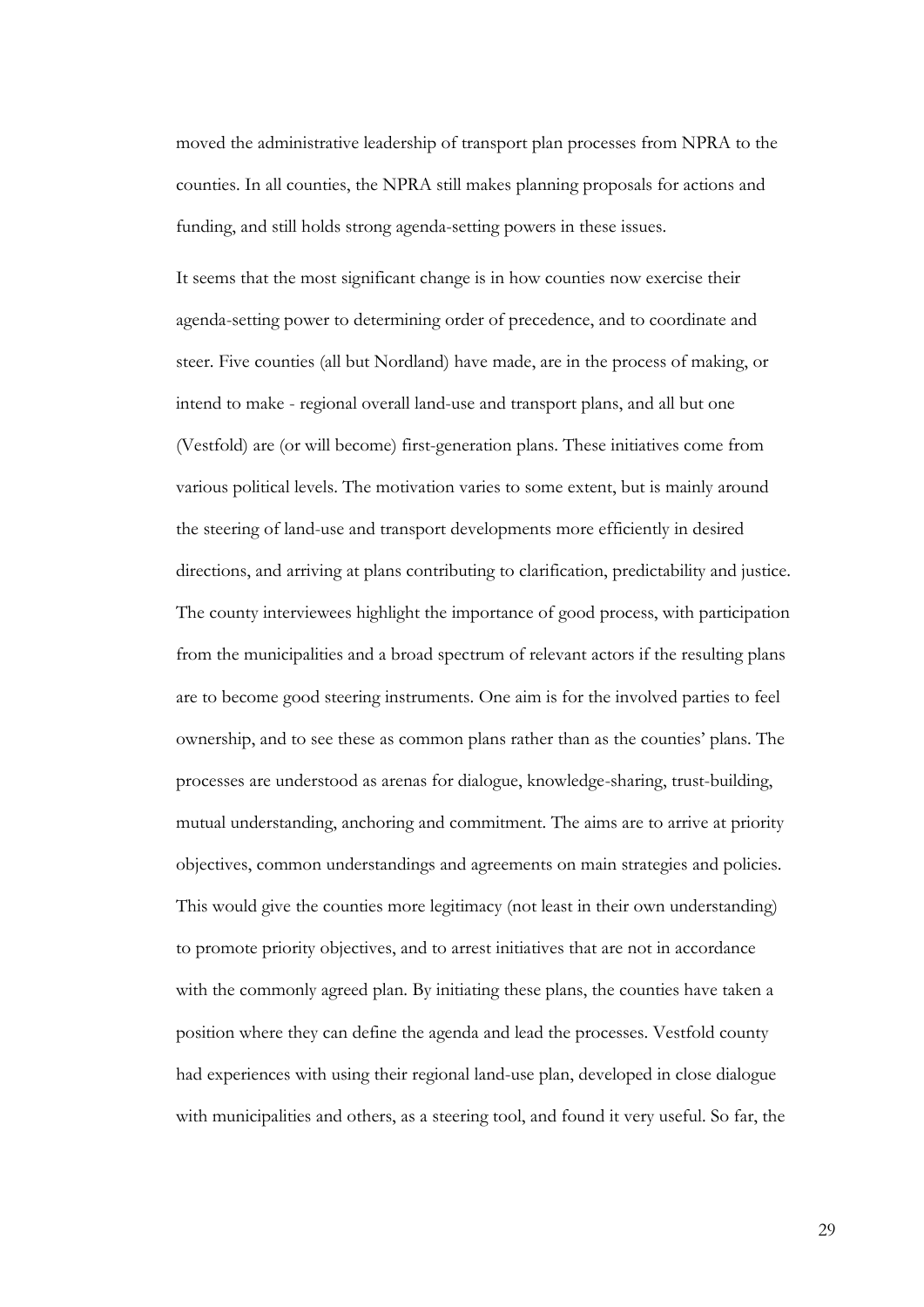moved the administrative leadership of transport plan processes from NPRA to the counties. In all counties, the NPRA still makes planning proposals for actions and funding, and still holds strong agenda-setting powers in these issues.

It seems that the most significant change is in how counties now exercise their agenda-setting power to determining order of precedence, and to coordinate and steer. Five counties (all but Nordland) have made, are in the process of making, or intend to make - regional overall land-use and transport plans, and all but one (Vestfold) are (or will become) first-generation plans. These initiatives come from various political levels. The motivation varies to some extent, but is mainly around the steering of land-use and transport developments more efficiently in desired directions, and arriving at plans contributing to clarification, predictability and justice. The county interviewees highlight the importance of good process, with participation from the municipalities and a broad spectrum of relevant actors if the resulting plans are to become good steering instruments. One aim is for the involved parties to feel ownership, and to see these as common plans rather than as the counties' plans. The processes are understood as arenas for dialogue, knowledge-sharing, trust-building, mutual understanding, anchoring and commitment. The aims are to arrive at priority objectives, common understandings and agreements on main strategies and policies. This would give the counties more legitimacy (not least in their own understanding) to promote priority objectives, and to arrest initiatives that are not in accordance with the commonly agreed plan. By initiating these plans, the counties have taken a position where they can define the agenda and lead the processes. Vestfold county had experiences with using their regional land-use plan, developed in close dialogue with municipalities and others, as a steering tool, and found it very useful. So far, the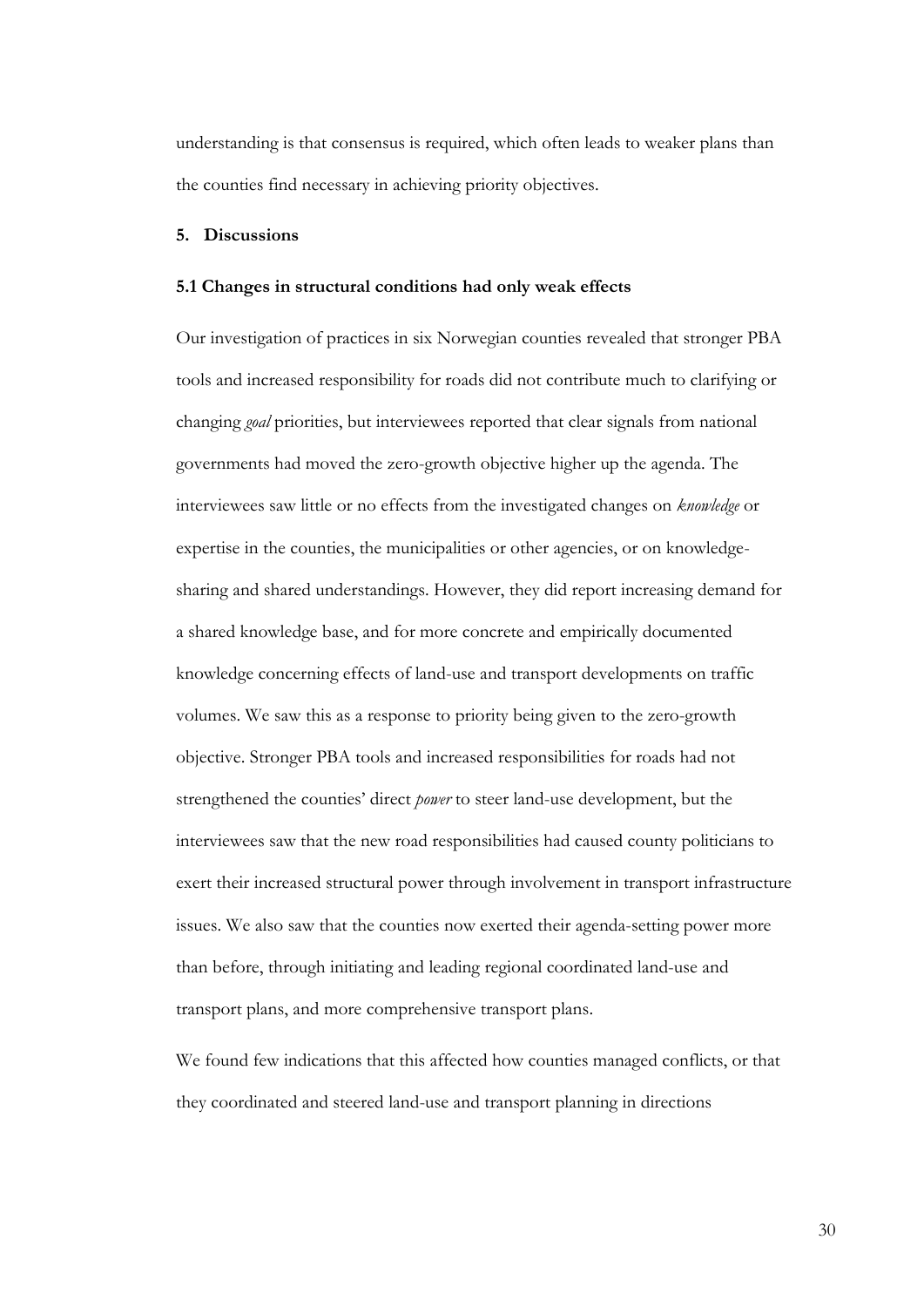understanding is that consensus is required, which often leads to weaker plans than the counties find necessary in achieving priority objectives.

## 5. Discussions

### 5.1 Changes in structural conditions had only weak effects

Our investigation of practices in six Norwegian counties revealed that stronger PBA tools and increased responsibility for roads did not contribute much to clarifying or changing *goal* priorities, but interviewees reported that clear signals from national governments had moved the zero-growth objective higher up the agenda. The interviewees saw little or no effects from the investigated changes on *knowledge* or expertise in the counties, the municipalities or other agencies, or on knowledge-sharing and shared understandings. However, they did report increasing demand for a shared knowledge base, and for more concrete and empirically documented knowledge concerning effects of land-use and transport developments on traffic volumes. We saw this as a response to priority being given to the zero-growth objective. Stronger PBA tools and increased responsibilities for roads had not strengthened the counties' direct *power* to steer land-use development, but the interviewees saw that the new road responsibilities had caused county politicians to exert their increased structural power through involvement in transport infrastructure issues. We also saw that the counties now exerted their agenda-setting power more than before, through initiating and leading regional coordinated land-use and transport plans, and more comprehensive transport plans.

We found few indications that this affected how counties managed conflicts, or that they coordinated and steered land-use and transport planning in directions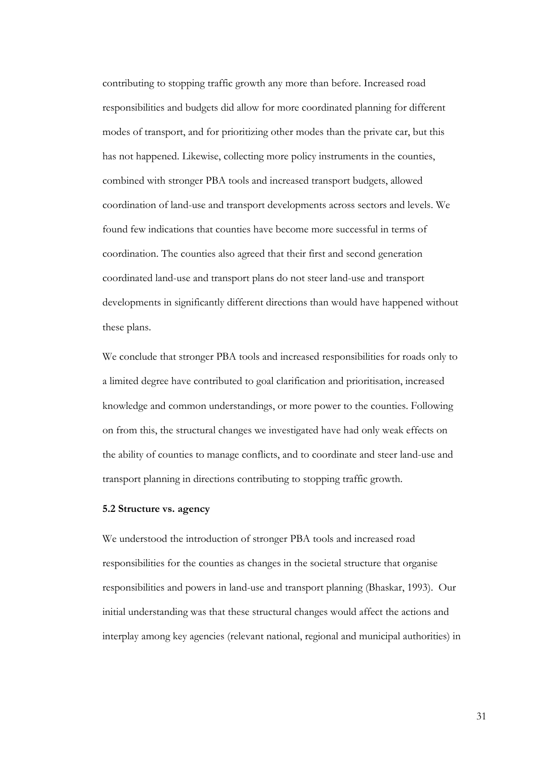contributing to stopping traffic growth any more than before. Increased road responsibilities and budgets did allow for more coordinated planning for different modes of transport, and for prioritizing other modes than the private car, but this has not happened. Likewise, collecting more policy instruments in the counties, combined with stronger PBA tools and increased transport budgets, allowed coordination of land-use and transport developments across sectors and levels. We found few indications that counties have become more successful in terms of coordination. The counties also agreed that their first and second generation coordinated land-use and transport plans do not steer land-use and transport developments in significantly different directions than would have happened without these plans.

We conclude that stronger PBA tools and increased responsibilities for roads only to a limited degree have contributed to goal clarification and prioritisation, increased knowledge and common understandings, or more power to the counties. Following on from this, the structural changes we investigated have had only weak effects on the ability of counties to manage conflicts, and to coordinate and steer land-use and transport planning in directions contributing to stopping traffic growth.

### 5.2 Structure vs. agency

We understood the introduction of stronger PBA tools and increased road responsibilities for the counties as changes in the societal structure that organise responsibilities and powers in land-use and transport planning (Bhaskar, 1993). Our initial understanding was that these structural changes would affect the actions and interplay among key agencies (relevant national, regional and municipal authorities) in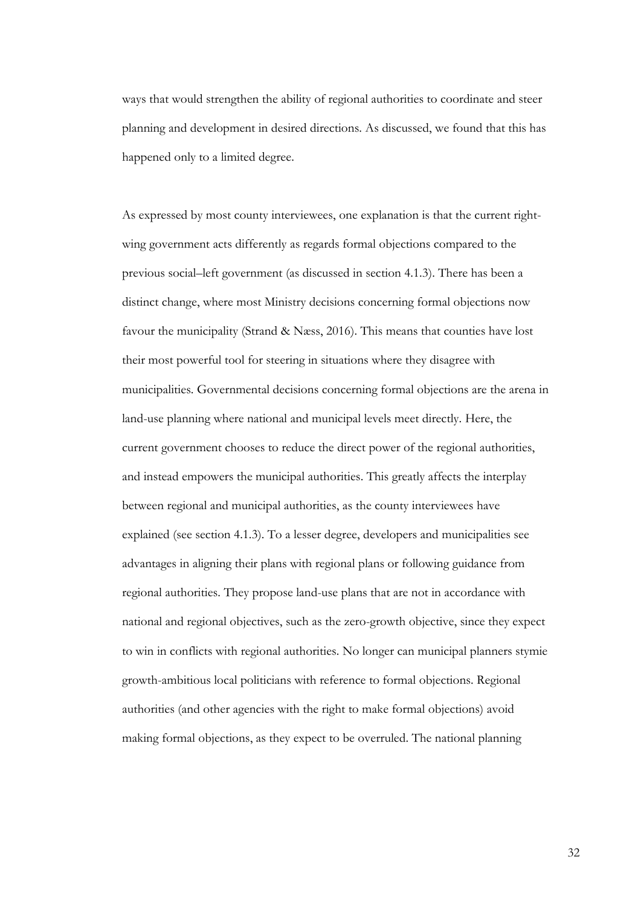ways that would strengthen the ability of regional authorities to coordinate and steer planning and development in desired directions. As discussed, we found that this has happened only to a limited degree.

As expressed by most county interviewees, one explanation is that the current right-wing government acts differently as regards formal objections compared to the previous social–left government (as discussed in section 4.1.3). There has been a distinct change, where most Ministry decisions concerning formal objections now favour the municipality (Strand & Næss, 2016). This means that counties have lost their most powerful tool for steering in situations where they disagree with municipalities. Governmental decisions concerning formal objections are the arena in land-use planning where national and municipal levels meet directly. Here, the current government chooses to reduce the direct power of the regional authorities, and instead empowers the municipal authorities. This greatly affects the interplay between regional and municipal authorities, as the county interviewees have explained (see section 4.1.3). To a lesser degree, developers and municipalities see advantages in aligning their plans with regional plans or following guidance from regional authorities. They propose land-use plans that are not in accordance with national and regional objectives, such as the zero-growth objective, since they expect to win in conflicts with regional authorities. No longer can municipal planners stymie growth-ambitious local politicians with reference to formal objections. Regional authorities (and other agencies with the right to make formal objections) avoid making formal objections, as they expect to be overruled. The national planning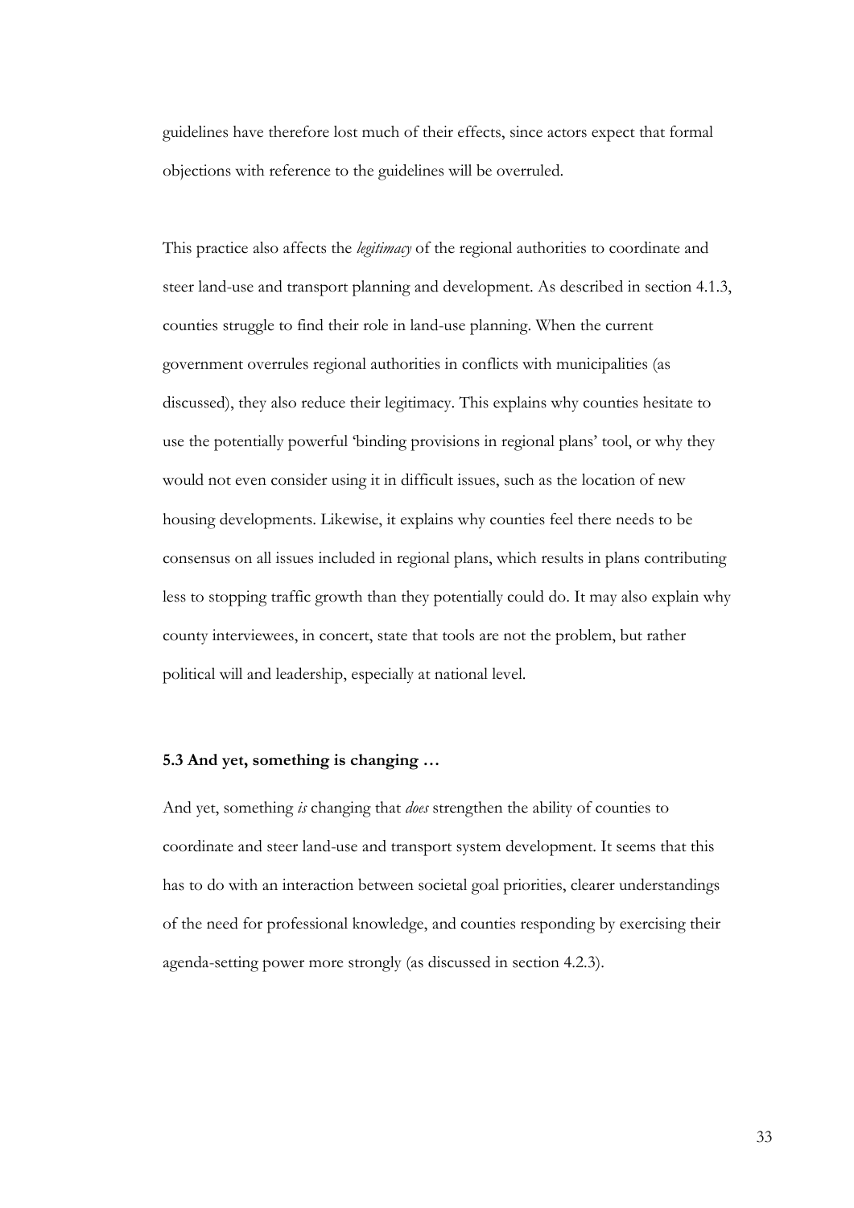guidelines have therefore lost much of their effects, since actors expect that formal objections with reference to the guidelines will be overruled.

This practice also affects the *legitimacy* of the regional authorities to coordinate and steer land-use and transport planning and development. As described in section 4.1.3, counties struggle to find their role in land-use planning. When the current government overrules regional authorities in conflicts with municipalities (as discussed), they also reduce their legitimacy. This explains why counties hesitate to use the potentially powerful 'binding provisions in regional plans' tool, or why they would not even consider using it in difficult issues, such as the location of new housing developments. Likewise, it explains why counties feel there needs to be consensus on all issues included in regional plans, which results in plans contributing less to stopping traffic growth than they potentially could do. It may also explain why county interviewees, in concert, state that tools are not the problem, but rather political will and leadership, especially at national level.

### 5.3 And yet, something is changing …

And yet, something *is* changing that *does* strengthen the ability of counties to coordinate and steer land-use and transport system development. It seems that this has to do with an interaction between societal goal priorities, clearer understandings of the need for professional knowledge, and counties responding by exercising their agenda-setting power more strongly (as discussed in section 4.2.3).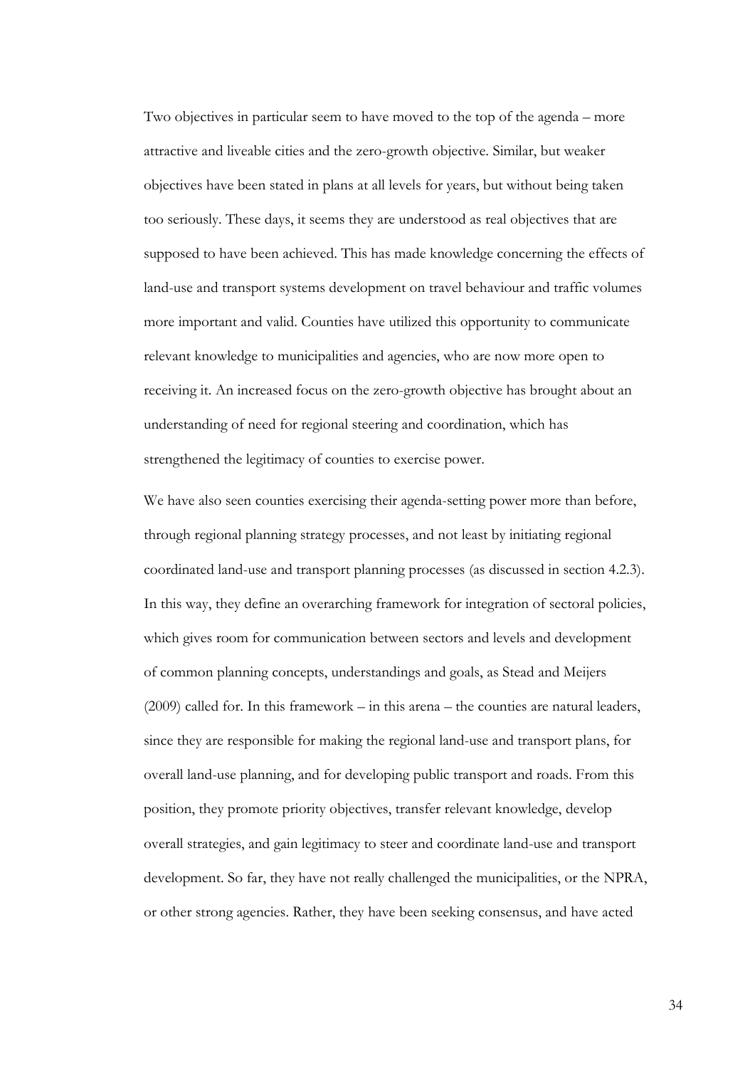Two objectives in particular seem to have moved to the top of the agenda – more attractive and liveable cities and the zero-growth objective. Similar, but weaker objectives have been stated in plans at all levels for years, but without being taken too seriously. These days, it seems they are understood as real objectives that are supposed to have been achieved. This has made knowledge concerning the effects of land-use and transport systems development on travel behaviour and traffic volumes more important and valid. Counties have utilized this opportunity to communicate relevant knowledge to municipalities and agencies, who are now more open to receiving it. An increased focus on the zero-growth objective has brought about an understanding of need for regional steering and coordination, which has strengthened the legitimacy of counties to exercise power.

We have also seen counties exercising their agenda-setting power more than before, through regional planning strategy processes, and not least by initiating regional coordinated land-use and transport planning processes (as discussed in section 4.2.3). In this way, they define an overarching framework for integration of sectoral policies, which gives room for communication between sectors and levels and development of common planning concepts, understandings and goals, as Stead and Meijers (2009) called for. In this framework – in this arena – the counties are natural leaders, since they are responsible for making the regional land-use and transport plans, for overall land-use planning, and for developing public transport and roads. From this position, they promote priority objectives, transfer relevant knowledge, develop overall strategies, and gain legitimacy to steer and coordinate land-use and transport development. So far, they have not really challenged the municipalities, or the NPRA, or other strong agencies. Rather, they have been seeking consensus, and have acted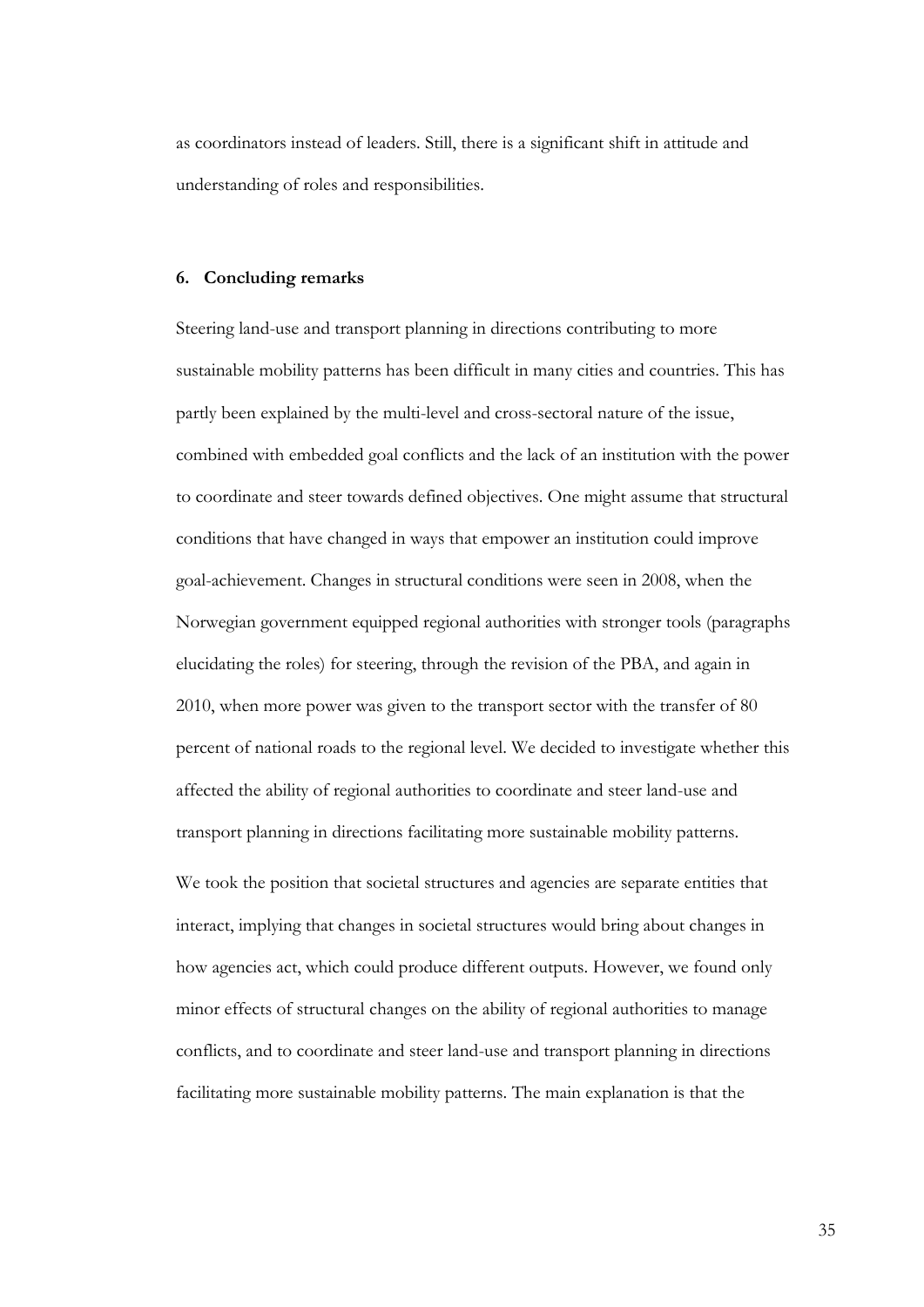as coordinators instead of leaders. Still, there is a significant shift in attitude and understanding of roles and responsibilities.

## 6. Concluding remarks

Steering land-use and transport planning in directions contributing to more sustainable mobility patterns has been difficult in many cities and countries. This has partly been explained by the multi-level and cross-sectoral nature of the issue, combined with embedded goal conflicts and the lack of an institution with the power to coordinate and steer towards defined objectives. One might assume that structural conditions that have changed in ways that empower an institution could improve goal-achievement. Changes in structural conditions were seen in 2008, when the Norwegian government equipped regional authorities with stronger tools (paragraphs elucidating the roles) for steering, through the revision of the PBA, and again in 2010, when more power was given to the transport sector with the transfer of 80 percent of national roads to the regional level. We decided to investigate whether this affected the ability of regional authorities to coordinate and steer land-use and transport planning in directions facilitating more sustainable mobility patterns.

We took the position that societal structures and agencies are separate entities that interact, implying that changes in societal structures would bring about changes in how agencies act, which could produce different outputs. However, we found only minor effects of structural changes on the ability of regional authorities to manage conflicts, and to coordinate and steer land-use and transport planning in directions facilitating more sustainable mobility patterns. The main explanation is that the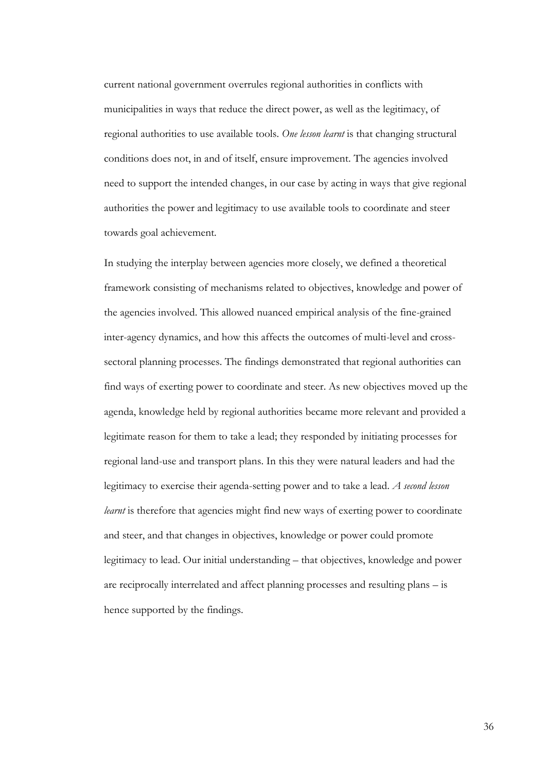current national government overrules regional authorities in conflicts with municipalities in ways that reduce the direct power, as well as the legitimacy, of regional authorities to use available tools. *One lesson learnt* is that changing structural conditions does not, in and of itself, ensure improvement. The agencies involved need to support the intended changes, in our case by acting in ways that give regional authorities the power and legitimacy to use available tools to coordinate and steer towards goal achievement.

In studying the interplay between agencies more closely, we defined a theoretical framework consisting of mechanisms related to objectives, knowledge and power of the agencies involved. This allowed nuanced empirical analysis of the fine-grained inter-agency dynamics, and how this affects the outcomes of multi-level and cross-sectoral planning processes. The findings demonstrated that regional authorities can find ways of exerting power to coordinate and steer. As new objectives moved up the agenda, knowledge held by regional authorities became more relevant and provided a legitimate reason for them to take a lead; they responded by initiating processes for regional land-use and transport plans. In this they were natural leaders and had the legitimacy to exercise their agenda-setting power and to take a lead. *A second lesson learnt* is therefore that agencies might find new ways of exerting power to coordinate and steer, and that changes in objectives, knowledge or power could promote legitimacy to lead. Our initial understanding – that objectives, knowledge and power are reciprocally interrelated and affect planning processes and resulting plans – is hence supported by the findings.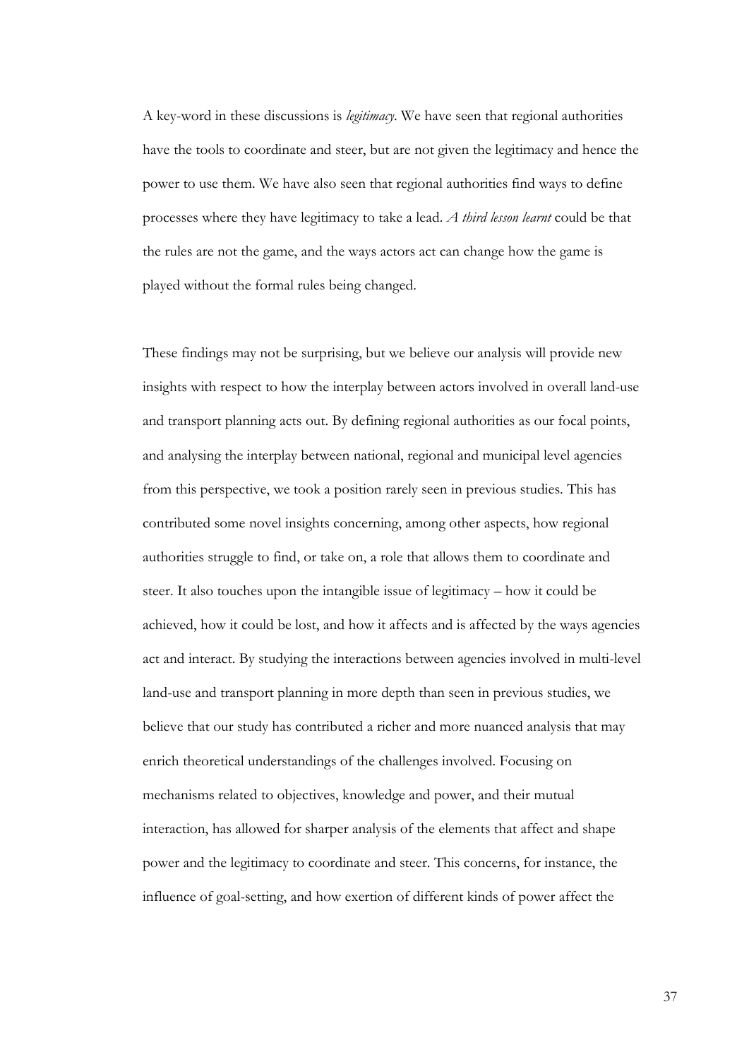A key-word in these discussions is *legitimacy*. We have seen that regional authorities have the tools to coordinate and steer, but are not given the legitimacy and hence the power to use them. We have also seen that regional authorities find ways to define processes where they have legitimacy to take a lead. *A third lesson learnt* could be that the rules are not the game, and the ways actors act can change how the game is played without the formal rules being changed.

These findings may not be surprising, but we believe our analysis will provide new insights with respect to how the interplay between actors involved in overall land-use and transport planning acts out. By defining regional authorities as our focal points, and analysing the interplay between national, regional and municipal level agencies from this perspective, we took a position rarely seen in previous studies. This has contributed some novel insights concerning, among other aspects, how regional authorities struggle to find, or take on, a role that allows them to coordinate and steer. It also touches upon the intangible issue of legitimacy – how it could be achieved, how it could be lost, and how it affects and is affected by the ways agencies act and interact. By studying the interactions between agencies involved in multi-level land-use and transport planning in more depth than seen in previous studies, we believe that our study has contributed a richer and more nuanced analysis that may enrich theoretical understandings of the challenges involved. Focusing on mechanisms related to objectives, knowledge and power, and their mutual interaction, has allowed for sharper analysis of the elements that affect and shape power and the legitimacy to coordinate and steer. This concerns, for instance, the influence of goal-setting, and how exertion of different kinds of power affect the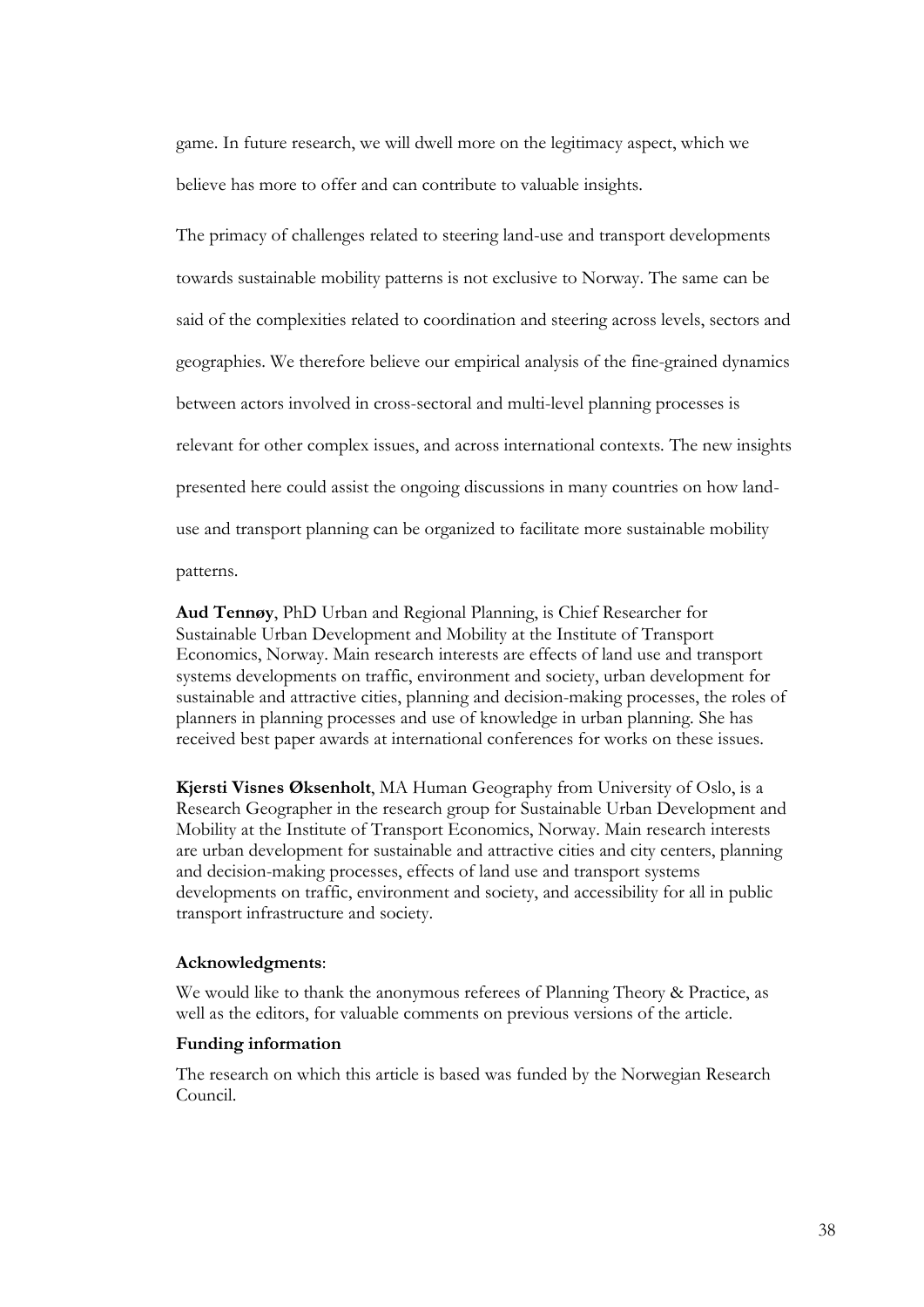game. In future research, we will dwell more on the legitimacy aspect, which we believe has more to offer and can contribute to valuable insights.

The primacy of challenges related to steering land-use and transport developments towards sustainable mobility patterns is not exclusive to Norway. The same can be said of the complexities related to coordination and steering across levels, sectors and geographies. We therefore believe our empirical analysis of the fine-grained dynamics between actors involved in cross-sectoral and multi-level planning processes is relevant for other complex issues, and across international contexts. The new insights presented here could assist the ongoing discussions in many countries on how land-use and transport planning can be organized to facilitate more sustainable mobility patterns.

**Aud Tennøy**, PhD Urban and Regional Planning, is Chief Researcher for Sustainable Urban Development and Mobility at the Institute of Transport Economics, Norway. Main research interests are effects of land use and transport systems developments on traffic, environment and society, urban development for sustainable and attractive cities, planning and decision-making processes, the roles of planners in planning processes and use of knowledge in urban planning. She has received best paper awards at international conferences for works on these issues.

**Kjersti Visnes Øksenholt**, MA Human Geography from University of Oslo, is a Research Geographer in the research group for Sustainable Urban Development and Mobility at the Institute of Transport Economics, Norway. Main research interests are urban development for sustainable and attractive cities and city centers, planning and decision-making processes, effects of land use and transport systems developments on traffic, environment and society, and accessibility for all in public transport infrastructure and society.

**Acknowledgments**:

We would like to thank the anonymous referees of Planning Theory & Practice, as well as the editors, for valuable comments on previous versions of the article.

**Funding information**

The research on which this article is based was funded by the Norwegian Research Council.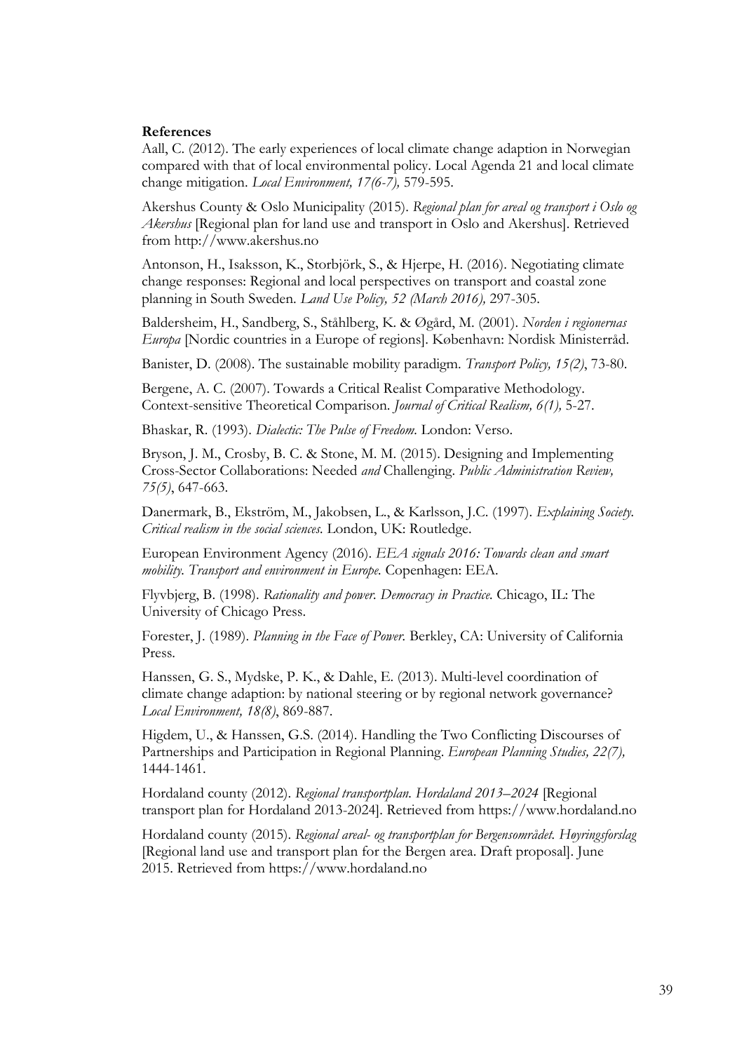**References**

Aall, C. (2012). The early experiences of local climate change adaption in Norwegian compared with that of local environmental policy. Local Agenda 21 and local climate change mitigation. *Local Environment, 17(6-7),* 579-595.

Akershus County & Oslo Municipality (2015). *Regional plan for areal og transport i Oslo og Akershus* [Regional plan for land use and transport in Oslo and Akershus]. Retrieved from http://www.akershus.no

Antonson, H., Isaksson, K., Storbjörk, S., & Hjerpe, H. (2016). Negotiating climate change responses: Regional and local perspectives on transport and coastal zone planning in South Sweden. *Land Use Policy, 52 (March 2016),* 297-305.

Baldersheim, H., Sandberg, S., Ståhlberg, K. & Øgård, M. (2001). *Norden i regionernas Europa* [Nordic countries in a Europe of regions]. København: Nordisk Ministerråd.

Banister, D. (2008). The sustainable mobility paradigm. *Transport Policy, 15(2)*, 73-80.

Bergene, A. C. (2007). Towards a Critical Realist Comparative Methodology. Context-sensitive Theoretical Comparison. *Journal of Critical Realism, 6(1),* 5-27.

Bhaskar, R. (1993). *Dialectic: The Pulse of Freedom.* London: Verso.

Bryson, J. M., Crosby, B. C. & Stone, M. M. (2015). Designing and Implementing Cross-Sector Collaborations: Needed *and* Challenging. *Public Administration Review, 75(5)*, 647-663.

Danermark, B., Ekström, M., Jakobsen, L., & Karlsson, J.C. (1997). *Explaining Society. Critical realism in the social sciences.* London, UK: Routledge.

European Environment Agency (2016). *EEA signals 2016: Towards clean and smart mobility. Transport and environment in Europe.* Copenhagen: EEA.

Flyvbjerg, B. (1998). *Rationality and power. Democracy in Practice.* Chicago, IL: The University of Chicago Press.

Forester, J. (1989). *Planning in the Face of Power.* Berkley, CA: University of California Press.

Hanssen, G. S., Mydske, P. K., & Dahle, E. (2013). Multi-level coordination of climate change adaption: by national steering or by regional network governance? *Local Environment, 18(8)*, 869-887.

Higdem, U., & Hanssen, G.S. (2014). Handling the Two Conflicting Discourses of Partnerships and Participation in Regional Planning. *European Planning Studies, 22(7),* 1444-1461.

Hordaland county (2012). *Regional transportplan. Hordaland 2013–2024* [Regional transport plan for Hordaland 2013-2024]. Retrieved from https://www.hordaland.no

Hordaland county (2015). *Regional areal- og transportplan for Bergensområdet. Høyringsforslag* [Regional land use and transport plan for the Bergen area. Draft proposal]. June 2015. Retrieved from https://www.hordaland.no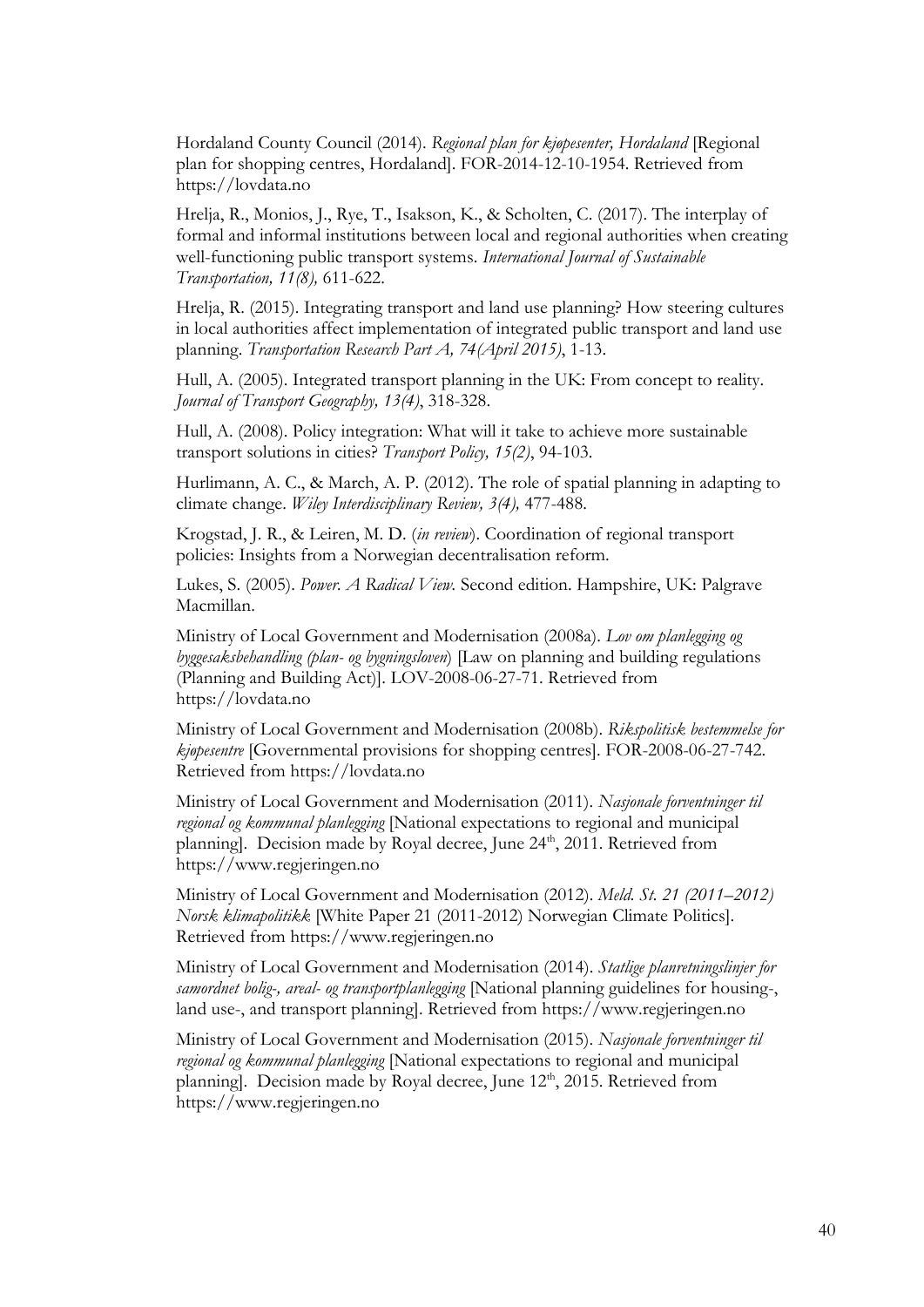Hordaland County Council (2014). *Regional plan for kjøpesenter, Hordaland* [Regional plan for shopping centres, Hordaland]. FOR-2014-12-10-1954. Retrieved from https://lovdata.no

Hrelja, R., Monios, J., Rye, T., Isakson, K., & Scholten, C. (2017). The interplay of formal and informal institutions between local and regional authorities when creating well-functioning public transport systems. *International Journal of Sustainable Transportation, 11(8),* 611-622.

Hrelja, R. (2015). Integrating transport and land use planning? How steering cultures in local authorities affect implementation of integrated public transport and land use planning. *Transportation Research Part A, 74(April 2015)*, 1-13.

Hull, A. (2005). Integrated transport planning in the UK: From concept to reality. *Journal of Transport Geography, 13(4)*, 318-328.

Hull, A. (2008). Policy integration: What will it take to achieve more sustainable transport solutions in cities? *Transport Policy, 15(2)*, 94-103.

Hurlimann, A. C., & March, A. P. (2012). The role of spatial planning in adapting to climate change. *Wiley Interdisciplinary Review, 3(4),* 477-488.

Krogstad, J. R., & Leiren, M. D. (*in review*). Coordination of regional transport policies: Insights from a Norwegian decentralisation reform.

Lukes, S. (2005). *Power. A Radical View.* Second edition. Hampshire, UK: Palgrave Macmillan.

Ministry of Local Government and Modernisation (2008a). *Lov om planlegging og byggesaksbehandling (plan- og bygningsloven*) [Law on planning and building regulations (Planning and Building Act)]. LOV-2008-06-27-71. Retrieved from https://lovdata.no

Ministry of Local Government and Modernisation (2008b). *Rikspolitisk bestemmelse for kjøpesentre* [Governmental provisions for shopping centres]. FOR-2008-06-27-742. Retrieved from https://lovdata.no

Ministry of Local Government and Modernisation (2011). *Nasjonale forventninger til regional og kommunal planlegging* [National expectations to regional and municipal planning]. Decision made by Royal decree, June 24th, 2011. Retrieved from https://www.regjeringen.no

Ministry of Local Government and Modernisation (2012). *Meld. St. 21 (2011–2012) Norsk klimapolitikk* [White Paper 21 (2011-2012) Norwegian Climate Politics]. Retrieved from https://www.regjeringen.no

Ministry of Local Government and Modernisation (2014). *Statlige planretningslinjer for samordnet bolig-, areal- og transportplanlegging* [National planning guidelines for housing-, land use-, and transport planning]. Retrieved from https://www.regjeringen.no

Ministry of Local Government and Modernisation (2015). *Nasjonale forventninger til regional og kommunal planlegging* [National expectations to regional and municipal planning]. Decision made by Royal decree, June 12th, 2015. Retrieved from https://www.regjeringen.no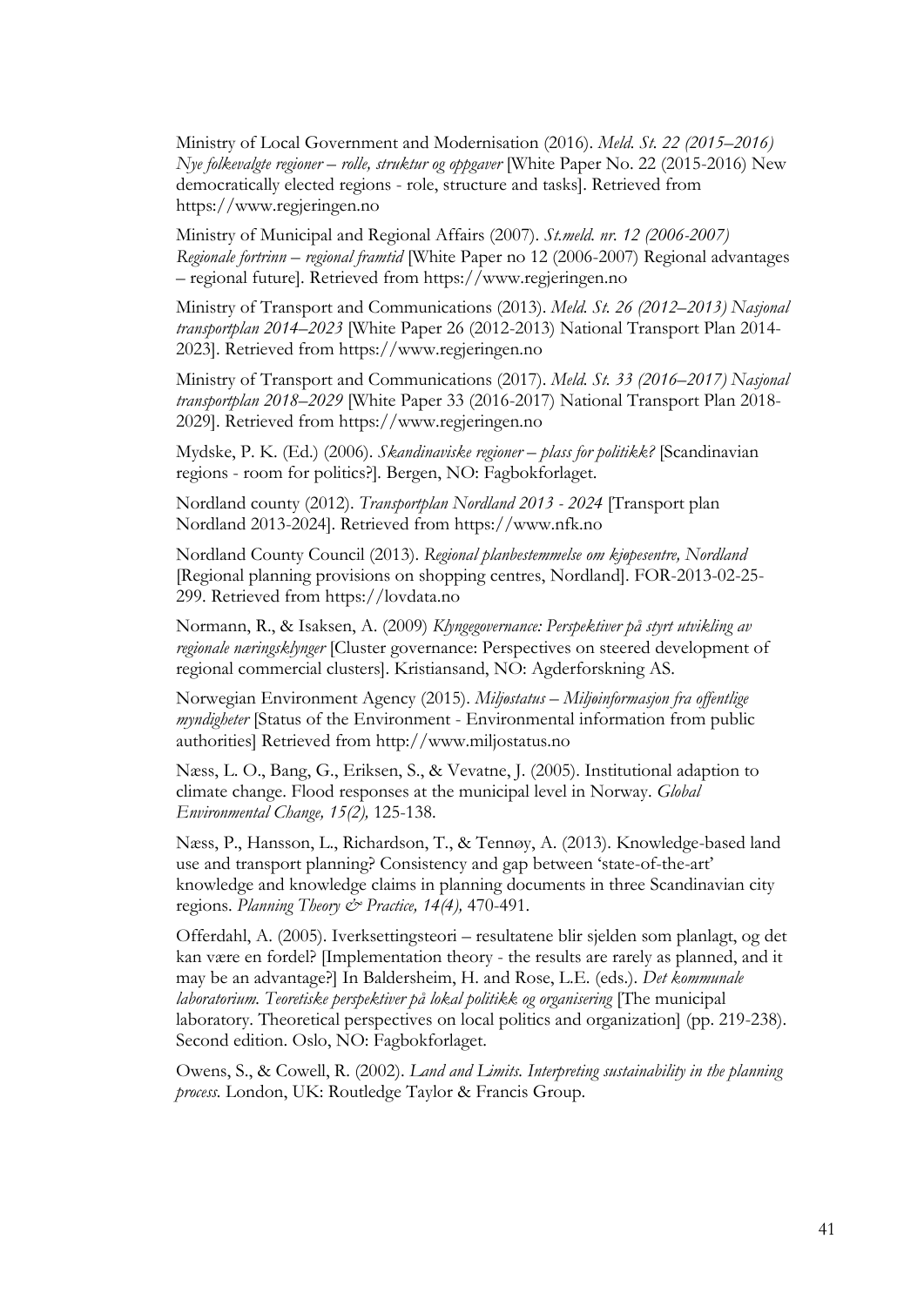Ministry of Local Government and Modernisation (2016). *Meld. St. 22 (2015–2016) Nye folkevalgte regioner – rolle, struktur og oppgaver* [White Paper No. 22 (2015-2016) New democratically elected regions - role, structure and tasks]. Retrieved from https://www.regjeringen.no

Ministry of Municipal and Regional Affairs (2007). *St.meld. nr. 12 (2006-2007) Regionale fortrinn – regional framtid* [White Paper no 12 (2006-2007) Regional advantages – regional future]. Retrieved from https://www.regjeringen.no

Ministry of Transport and Communications (2013). *Meld. St. 26 (2012–2013) Nasjonal transportplan 2014–2023* [White Paper 26 (2012-2013) National Transport Plan 2014-2023]. Retrieved from https://www.regjeringen.no

Ministry of Transport and Communications (2017). *Meld. St. 33 (2016–2017) Nasjonal transportplan 2018–2029* [White Paper 33 (2016-2017) National Transport Plan 2018-2029]. Retrieved from https://www.regjeringen.no

Mydske, P. K. (Ed.) (2006). *Skandinaviske regioner – plass for politikk?* [Scandinavian regions - room for politics?]. Bergen, NO: Fagbokforlaget.

Nordland county (2012). *Transportplan Nordland 2013 - 2024* [Transport plan Nordland 2013-2024]. Retrieved from https://www.nfk.no

Nordland County Council (2013). *Regional planbestemmelse om kjøpesentre, Nordland* [Regional planning provisions on shopping centres, Nordland]. FOR-2013-02-25-299. Retrieved from https://lovdata.no

Normann, R., & Isaksen, A. (2009) *Klyngegovernance: Perspektiver på styrt utvikling av regionale næringsklynger* [Cluster governance: Perspectives on steered development of regional commercial clusters]. Kristiansand, NO: Agderforskning AS.

Norwegian Environment Agency (2015). *Miljøstatus – Miljøinformasjon fra offentlige myndigheter* [Status of the Environment - Environmental information from public authorities] Retrieved from http://www.miljostatus.no

Næss, L. O., Bang, G., Eriksen, S., & Vevatne, J. (2005). Institutional adaption to climate change. Flood responses at the municipal level in Norway. *Global Environmental Change, 15(2),* 125-138.

Næss, P., Hansson, L., Richardson, T., & Tennøy, A. (2013). Knowledge-based land use and transport planning? Consistency and gap between 'state-of-the-art' knowledge and knowledge claims in planning documents in three Scandinavian city regions. *Planning Theory & Practice, 14(4),* 470-491.

Offerdahl, A. (2005). Iverksettingsteori – resultatene blir sjelden som planlagt, og det kan være en fordel? [Implementation theory - the results are rarely as planned, and it may be an advantage?] In Baldersheim, H. and Rose, L.E. (eds.). *Det kommunale laboratorium. Teoretiske perspektiver på lokal politikk og organisering* [The municipal laboratory. Theoretical perspectives on local politics and organization] (pp. 219-238). Second edition. Oslo, NO: Fagbokforlaget.

Owens, S., & Cowell, R. (2002). *Land and Limits. Interpreting sustainability in the planning process.* London, UK: Routledge Taylor & Francis Group.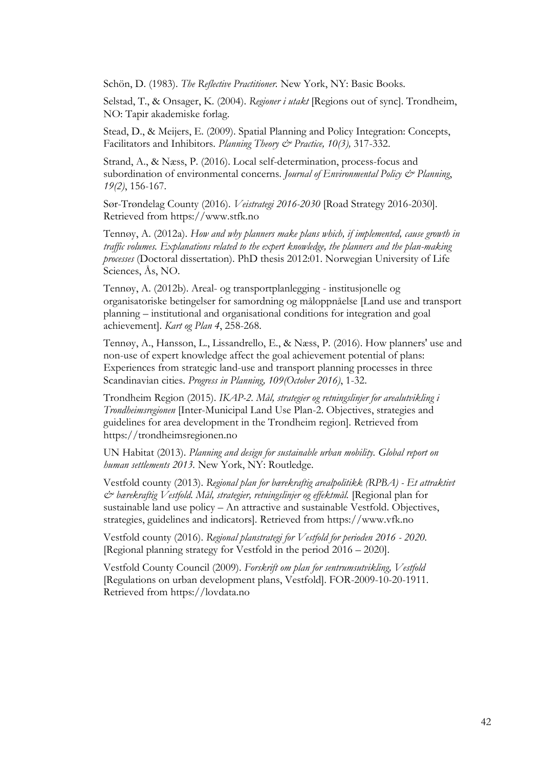Schön, D. (1983). *The Reflective Practitioner.* New York, NY: Basic Books.

Selstad, T., & Onsager, K. (2004). *Regioner i utakt* [Regions out of sync]. Trondheim, NO: Tapir akademiske forlag.

Stead, D., & Meijers, E. (2009). Spatial Planning and Policy Integration: Concepts, Facilitators and Inhibitors. *Planning Theory & Practice, 10(3),* 317-332.

Strand, A., & Næss, P. (2016). Local self-determination, process-focus and subordination of environmental concerns. *Journal of Environmental Policy & Planning, 19(2)*, 156-167.

Sør-Trøndelag County (2016). *Veistrategi 2016-2030* [Road Strategy 2016-2030]. Retrieved from https://www.stfk.no

Tennøy, A. (2012a). *How and why planners make plans which, if implemented, cause growth in traffic volumes. Explanations related to the expert knowledge, the planners and the plan-making processes* (Doctoral dissertation). PhD thesis 2012:01. Norwegian University of Life Sciences, Ås, NO.

Tennøy, A. (2012b). Areal- og transportplanlegging - institusjonelle og organisatoriske betingelser for samordning og måloppnåelse [Land use and transport planning – institutional and organisational conditions for integration and goal achievement]. *Kart og Plan 4*, 258-268.

Tennøy, A., Hansson, L., Lissandrello, E., & Næss, P. (2016). How planners' use and non-use of expert knowledge affect the goal achievement potential of plans: Experiences from strategic land-use and transport planning processes in three Scandinavian cities. *Progress in Planning, 109(October 2016)*, 1-32.

Trondheim Region (2015). *IKAP-2. Mål, strategier og retningslinjer for arealutvikling i Trondheimsregionen* [Inter-Municipal Land Use Plan-2. Objectives, strategies and guidelines for area development in the Trondheim region]. Retrieved from https://trondheimsregionen.no

UN Habitat (2013). *Planning and design for sustainable urban mobility. Global report on human settlements 2013.* New York, NY: Routledge.

Vestfold county (2013). *Regional plan for bærekraftig arealpolitikk (RPBA) - Et attraktivt & bærekraftig Vestfold. Mål, strategier, retningslinjer og effektmål.* [Regional plan for sustainable land use policy – An attractive and sustainable Vestfold. Objectives, strategies, guidelines and indicators]. Retrieved from https://www.vfk.no

Vestfold county (2016). *Regional planstrategi for Vestfold for perioden 2016 - 2020.* [Regional planning strategy for Vestfold in the period 2016 – 2020].

Vestfold County Council (2009). *Forskrift om plan for sentrumsutvikling, Vestfold* [Regulations on urban development plans, Vestfold]. FOR-2009-10-20-1911. Retrieved from https://lovdata.no